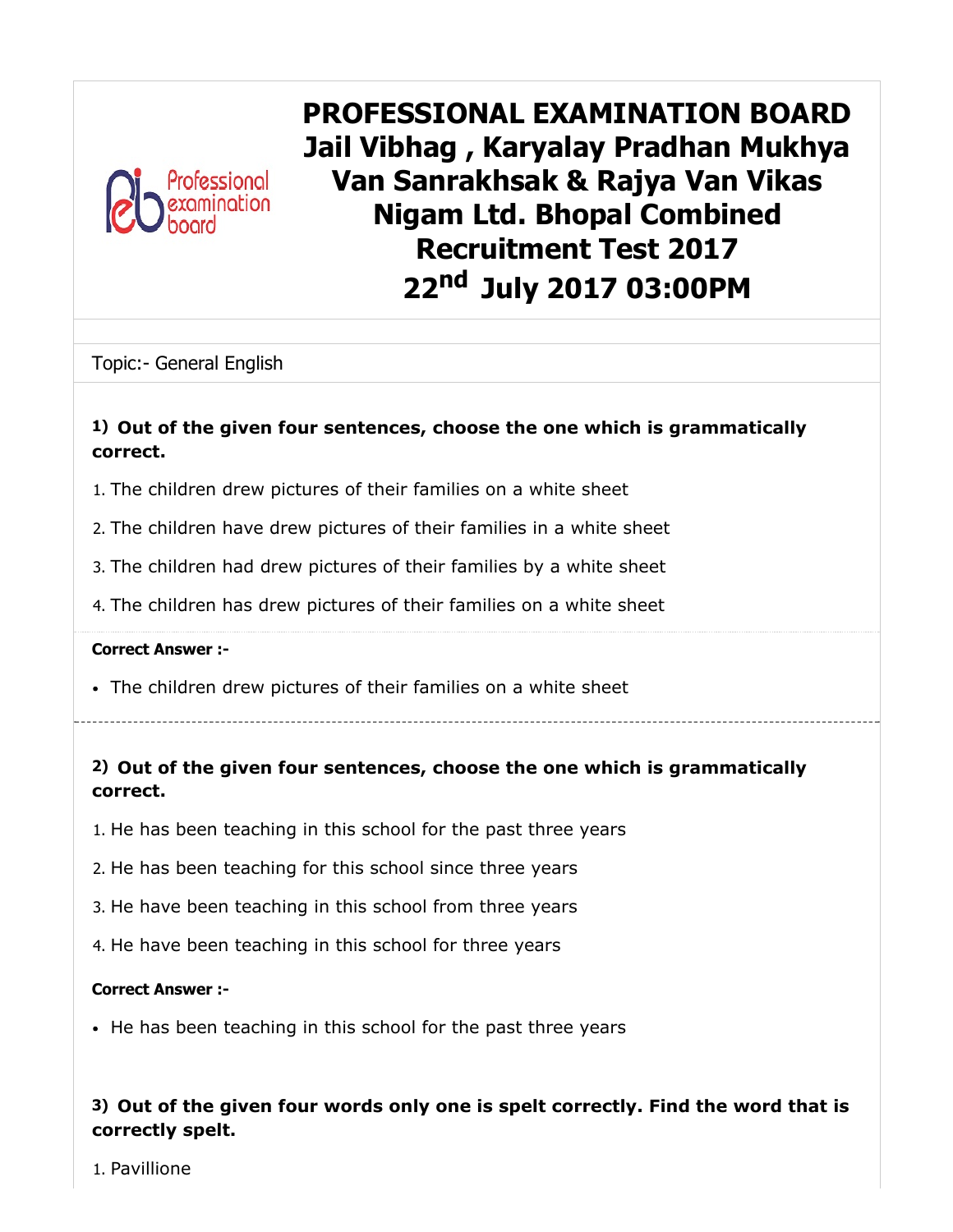# PROFESSIONAL EXAMINATION BOARD
# Jail Vibhag , Karyalay Pradhan Mukhya Van Sanrakhsak & Rajya Van Vikas Nigam Ltd. Bhopal Combined Recruitment Test 2017
# 22nd July 2017 03:00PM

Topic:- General English

**1) Out of the given four sentences, choose the one which is grammatically correct.**

1. The children drew pictures of their families on a white sheet
2. The children have drew pictures of their families in a white sheet
3. The children had drew pictures of their families by a white sheet
4. The children has drew pictures of their families on a white sheet

**Correct Answer :-**

- The children drew pictures of their families on a white sheet

---

**2) Out of the given four sentences, choose the one which is grammatically correct.**

1. He has been teaching in this school for the past three years
2. He has been teaching for this school since three years
3. He have been teaching in this school from three years
4. He have been teaching in this school for three years

**Correct Answer :-**

- He has been teaching in this school for the past three years

**3) Out of the given four words only one is spelt correctly. Find the word that is correctly spelt.**

1. Pavillione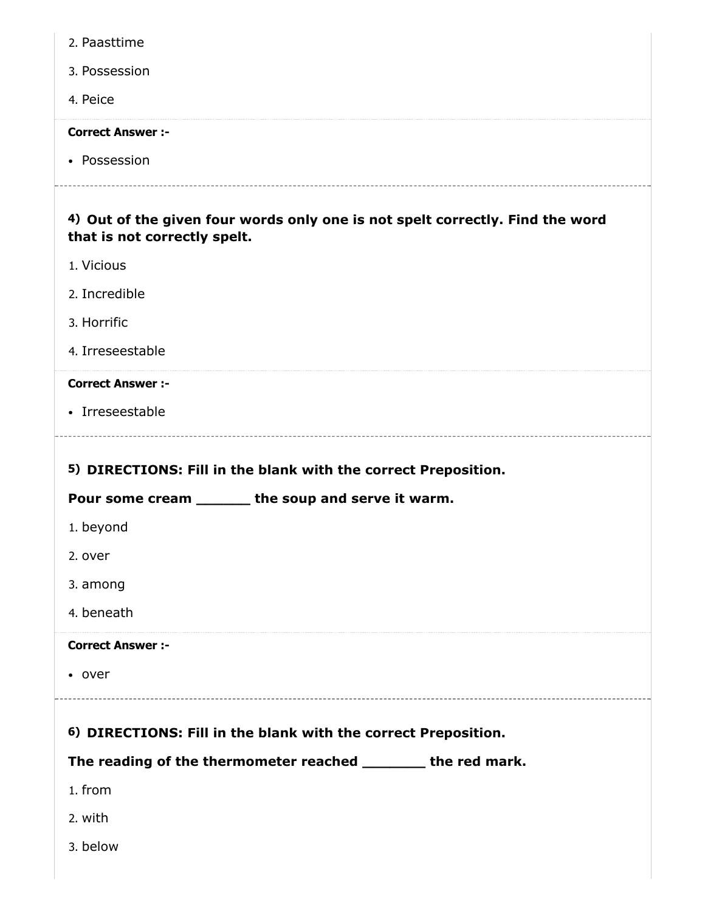2. Paasttime
3. Possession
4. Peice

**Correct Answer :-**

- Possession

---

**4) Out of the given four words only one is not spelt correctly. Find the word that is not correctly spelt.**

1. Vicious
2. Incredible
3. Horrific
4. Irreseestable

**Correct Answer :-**

- Irreseestable

---

**5) DIRECTIONS: Fill in the blank with the correct Preposition.**

**Pour some cream ______ the soup and serve it warm.**

1. beyond
2. over
3. among
4. beneath

**Correct Answer :-**

- over

---

**6) DIRECTIONS: Fill in the blank with the correct Preposition.**

**The reading of the thermometer reached _______ the red mark.**

1. from
2. with
3. below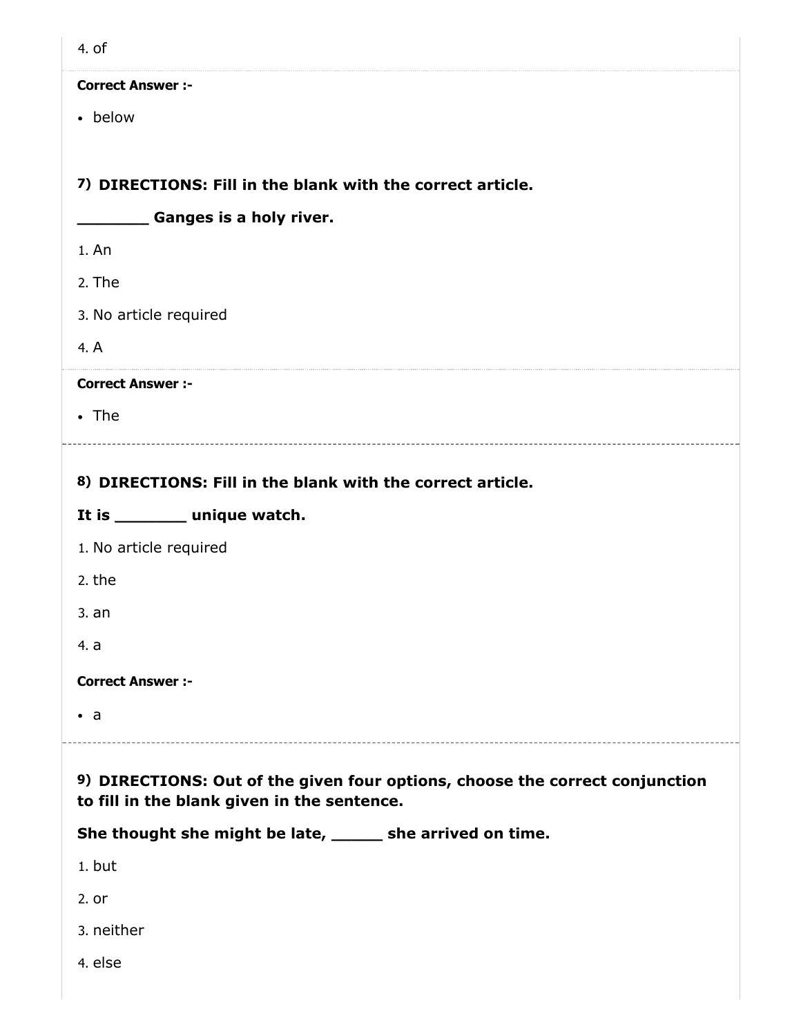4. of

**Correct Answer :-**

- below

**7) DIRECTIONS: Fill in the blank with the correct article.**

**_______ Ganges is a holy river.**

1. An
2. The
3. No article required
4. A

**Correct Answer :-**

- The

---

**8) DIRECTIONS: Fill in the blank with the correct article.**

**It is _______ unique watch.**

1. No article required
2. the
3. an
4. a

**Correct Answer :-**

- a

---

**9) DIRECTIONS: Out of the given four options, choose the correct conjunction to fill in the blank given in the sentence.**

**She thought she might be late, _____ she arrived on time.**

1. but
2. or
3. neither
4. else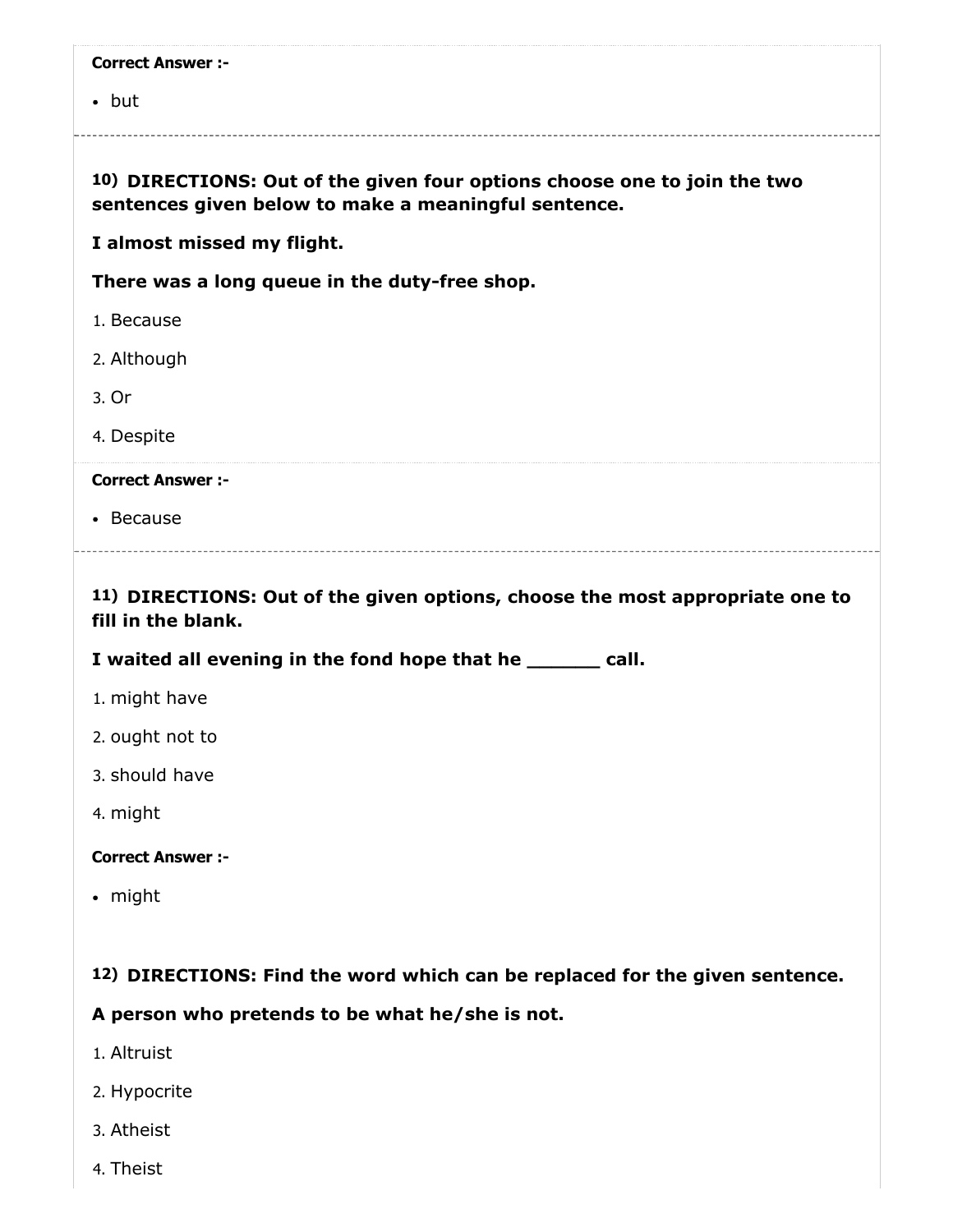**Correct Answer :-**

- but

---

**10)** **DIRECTIONS: Out of the given four options choose one to join the two sentences given below to make a meaningful sentence.**

**I almost missed my flight.**

**There was a long queue in the duty-free shop.**

1. Because
2. Although
3. Or
4. Despite

**Correct Answer :-**

- Because

---

**11)** **DIRECTIONS: Out of the given options, choose the most appropriate one to fill in the blank.**

**I waited all evening in the fond hope that he ______ call.**

1. might have
2. ought not to
3. should have
4. might

**Correct Answer :-**

- might

**12)** **DIRECTIONS: Find the word which can be replaced for the given sentence.**

**A person who pretends to be what he/she is not.**

1. Altruist
2. Hypocrite
3. Atheist
4. Theist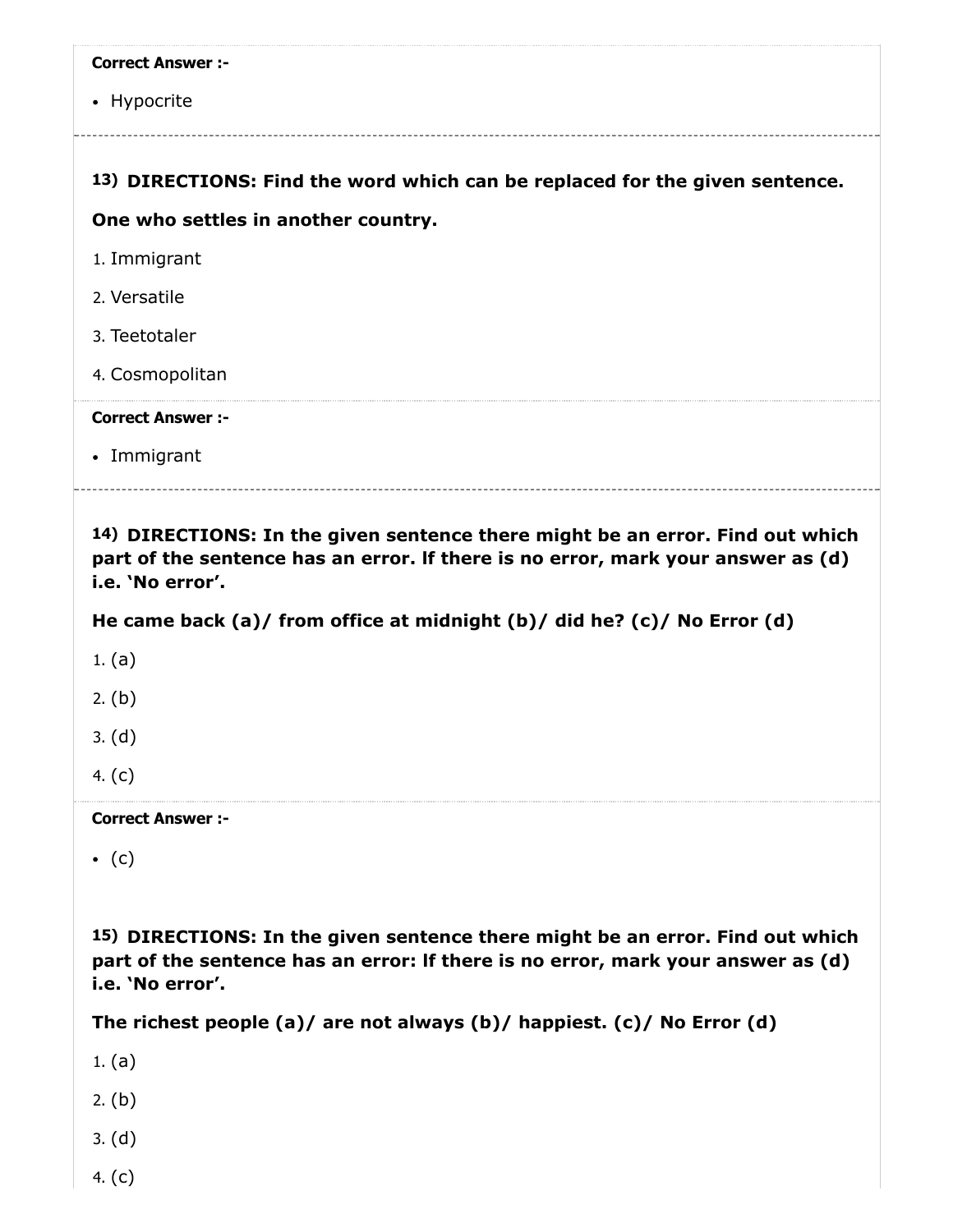**Correct Answer :-**

- Hypocrite

**13) DIRECTIONS: Find the word which can be replaced for the given sentence.**

**One who settles in another country.**

1. Immigrant
2. Versatile
3. Teetotaler
4. Cosmopolitan

**Correct Answer :-**

- Immigrant

**14) DIRECTIONS: In the given sentence there might be an error. Find out which part of the sentence has an error. If there is no error, mark your answer as (d) i.e. 'No error'.**

**He came back (a)/ from office at midnight (b)/ did he? (c)/ No Error (d)**

1. (a)
2. (b)
3. (d)
4. (c)

**Correct Answer :-**

- (c)

**15) DIRECTIONS: In the given sentence there might be an error. Find out which part of the sentence has an error: If there is no error, mark your answer as (d) i.e. 'No error'.**

**The richest people (a)/ are not always (b)/ happiest. (c)/ No Error (d)**

1. (a)
2. (b)
3. (d)
4. (c)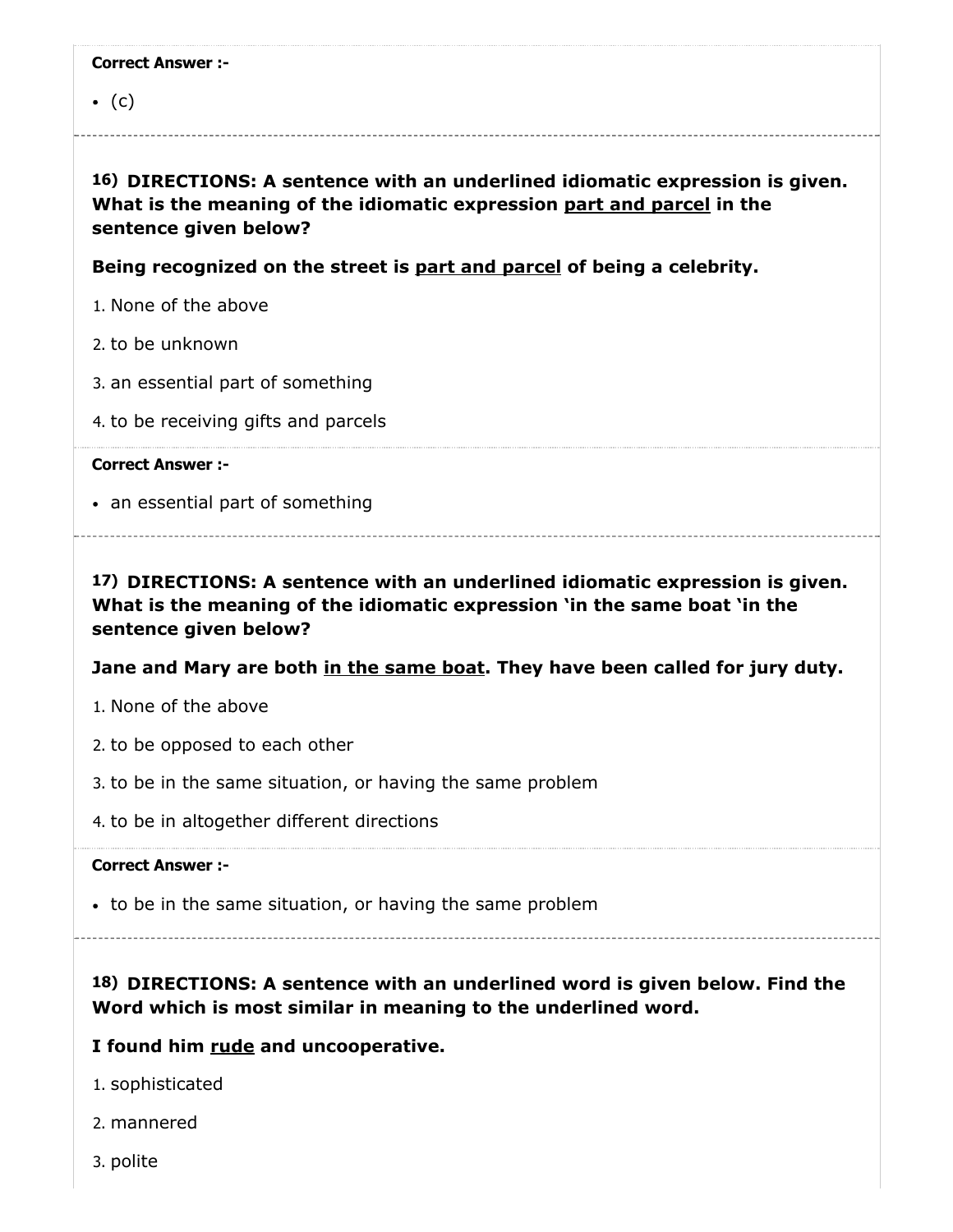**Correct Answer :-**

- (c)

---

**16) DIRECTIONS: A sentence with an underlined idiomatic expression is given. What is the meaning of the idiomatic expression <u>part and parcel</u> in the sentence given below?**

**Being recognized on the street is <u>part and parcel</u> of being a celebrity.**

1. None of the above
2. to be unknown
3. an essential part of something
4. to be receiving gifts and parcels

**Correct Answer :-**

- an essential part of something

---

**17) DIRECTIONS: A sentence with an underlined idiomatic expression is given. What is the meaning of the idiomatic expression 'in the same boat 'in the sentence given below?**

**Jane and Mary are both <u>in the same boat</u>. They have been called for jury duty.**

1. None of the above
2. to be opposed to each other
3. to be in the same situation, or having the same problem
4. to be in altogether different directions

**Correct Answer :-**

- to be in the same situation, or having the same problem

---

**18) DIRECTIONS: A sentence with an underlined word is given below. Find the Word which is most similar in meaning to the underlined word.**

**I found him <u>rude</u> and uncooperative.**

1. sophisticated
2. mannered
3. polite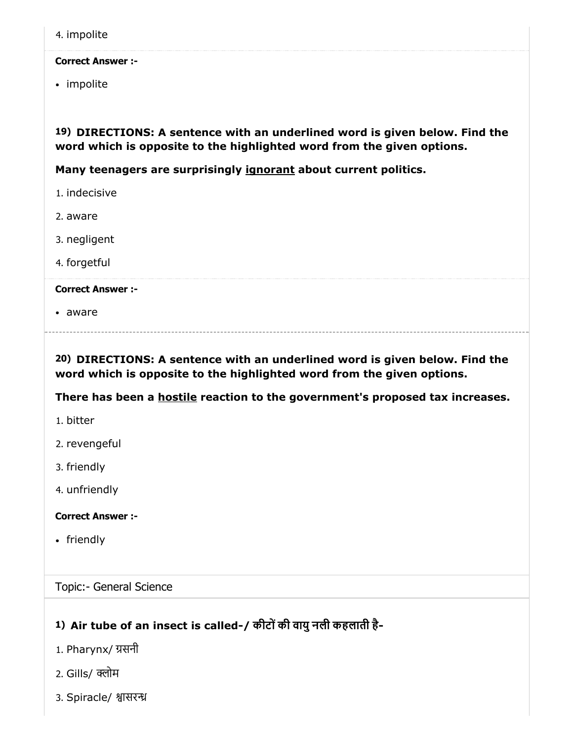4. impolite

**Correct Answer :-**

- impolite

**19) DIRECTIONS: A sentence with an underlined word is given below. Find the word which is opposite to the highlighted word from the given options.**

**Many teenagers are surprisingly <u>ignorant</u> about current politics.**

1. indecisive
2. aware
3. negligent
4. forgetful

**Correct Answer :-**

- aware

**20) DIRECTIONS: A sentence with an underlined word is given below. Find the word which is opposite to the highlighted word from the given options.**

**There has been a <u>hostile</u> reaction to the government's proposed tax increases.**

1. bitter
2. revengeful
3. friendly
4. unfriendly

**Correct Answer :-**

- friendly

Topic:- General Science

**1) Air tube of an insect is called-/ कीटों की वायु नली कहलाती है-**

1. Pharynx/ ग्रसनी
2. Gills/ क्लोम
3. Spiracle/ श्वासरन्ध्र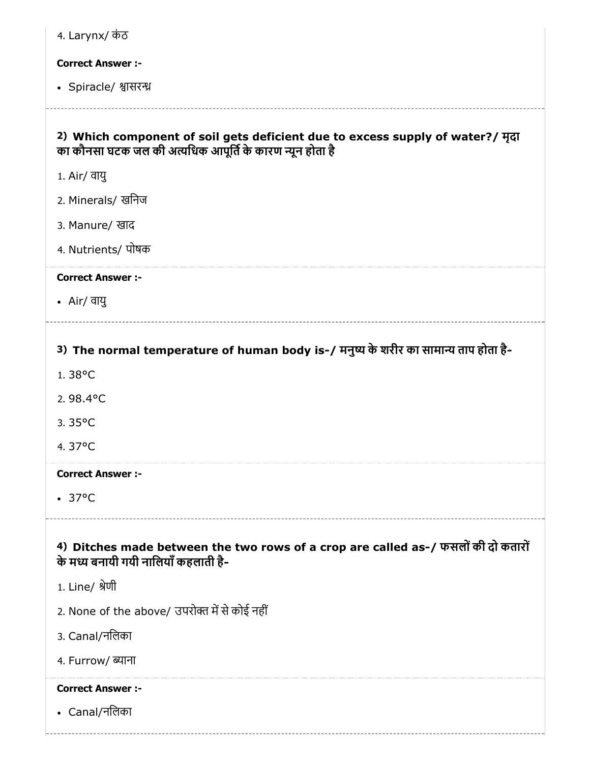4. Larynx/ कंठ

**Correct Answer :-**

- Spiracle/ श्वासरन्ध्र

---

**2) Which component of soil gets deficient due to excess supply of water?/ मृदा का कौनसा घटक जल की अत्यधिक आपूर्ति के कारण न्यून होता है**

1. Air/ वायु
2. Minerals/ खनिज
3. Manure/ खाद
4. Nutrients/ पोषक

**Correct Answer :-**

- Air/ वायु

---

**3) The normal temperature of human body is-/ मनुष्य के शरीर का सामान्य ताप होता है-**

1. 38°C
2. 98.4°C
3. 35°C
4. 37°C

**Correct Answer :-**

- 37°C

---

**4) Ditches made between the two rows of a crop are called as-/ फसलों की दो कतारों के मध्य बनायी गयी नालियाँ कहलाती है-**

1. Line/ श्रेणी
2. None of the above/ उपरोक्त में से कोई नहीं
3. Canal/नलिका
4. Furrow/ ब्याना

**Correct Answer :-**

- Canal/नलिका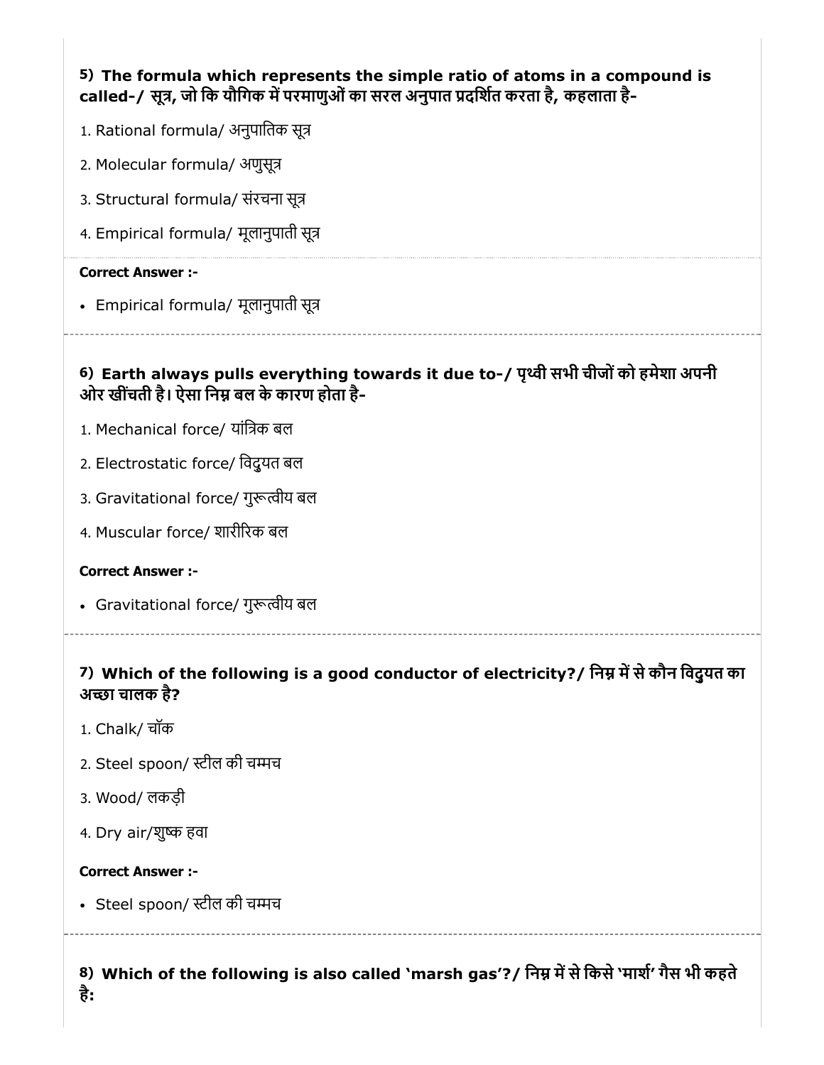**5) The formula which represents the simple ratio of atoms in a compound is called-/ सूत्र, जो कि यौगिक में परमाणुओं का सरल अनुपात प्रदर्शित करता है, कहलाता है-**

1. Rational formula/ अनुपातिक सूत्र
2. Molecular formula/ अणुसूत्र
3. Structural formula/ संरचना सूत्र
4. Empirical formula/ मूलानुपाती सूत्र

**Correct Answer :-**

- Empirical formula/ मूलानुपाती सूत्र

---

**6) Earth always pulls everything towards it due to-/ पृथ्वी सभी चीजों को हमेशा अपनी ओर खींचती है। ऐसा निम्न बल के कारण होता है-**

1. Mechanical force/ यांत्रिक बल
2. Electrostatic force/ विद्युयत बल
3. Gravitational force/ गुरूत्वीय बल
4. Muscular force/ शारीरिक बल

**Correct Answer :-**

- Gravitational force/ गुरूत्वीय बल

---

**7) Which of the following is a good conductor of electricity?/ निम्न में से कौन विद्युयत का अच्छा चालक है?**

1. Chalk/ चॉक
2. Steel spoon/ स्टील की चम्मच
3. Wood/ लकड़ी
4. Dry air/शुष्क हवा

**Correct Answer :-**

- Steel spoon/ स्टील की चम्मच

---

**8) Which of the following is also called 'marsh gas'?/ निम्न में से किसे 'मार्श' गैस भी कहते है:**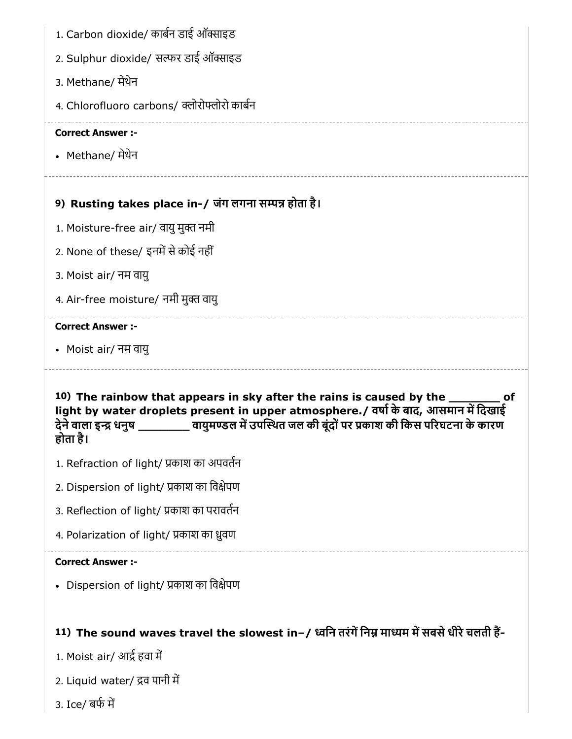1. Carbon dioxide/ कार्बन डाई ऑक्साइड
2. Sulphur dioxide/ सल्फर डाई ऑक्साइड
3. Methane/ मेथेन
4. Chlorofluoro carbons/ क्लोरोफ्लोरो कार्बन

**Correct Answer :-**

- Methane/ मेथेन

---

**9) Rusting takes place in-/ जंग लगना सम्पन्न होता है।**

1. Moisture-free air/ वायु मुक्त नमी
2. None of these/ इनमें से कोई नहीं
3. Moist air/ नम वायु
4. Air-free moisture/ नमी मुक्त वायु

**Correct Answer :-**

- Moist air/ नम वायु

---

**10) The rainbow that appears in sky after the rains is caused by the ________ of light by water droplets present in upper atmosphere./ वर्षा के बाद, आसमान में दिखाई देने वाला इन्द्र धनुष ________ वायुमण्डल में उपस्थित जल की बूंदों पर प्रकाश की किस परिघटना के कारण होता है।**

1. Refraction of light/ प्रकाश का अपवर्तन
2. Dispersion of light/ प्रकाश का विक्षेपण
3. Reflection of light/ प्रकाश का परावर्तन
4. Polarization of light/ प्रकाश का ध्रुवण

**Correct Answer :-**

- Dispersion of light/ प्रकाश का विक्षेपण

**11) The sound waves travel the slowest in–/ ध्वनि तरंगें निम्न माध्यम में सबसे धीरे चलती हैं-**

1. Moist air/ आर्द्र हवा में
2. Liquid water/ द्रव पानी में
3. Ice/ बर्फ में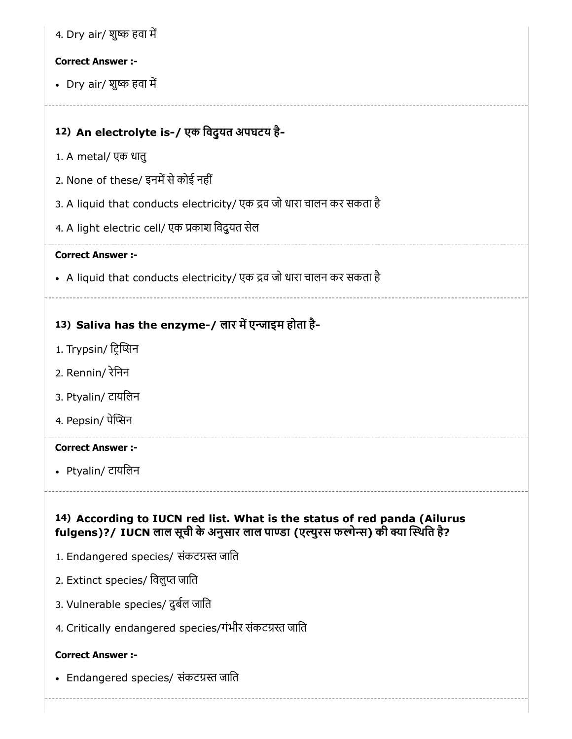4. Dry air/ शुष्क हवा में

**Correct Answer :-**

- Dry air/ शुष्क हवा में

### 12) An electrolyte is-/ एक विदुयत अपघटय है-

1. A metal/ एक धातु
2. None of these/ इनमें से कोई नहीं
3. A liquid that conducts electricity/ एक द्रव जो धारा चालन कर सकता है
4. A light electric cell/ एक प्रकाश विदुयत सेल

**Correct Answer :-**

- A liquid that conducts electricity/ एक द्रव जो धारा चालन कर सकता है

### 13) Saliva has the enzyme-/ लार में एन्जाइम होता है-

1. Trypsin/ ट्रिप्सिन
2. Rennin/ रेनिन
3. Ptyalin/ टायलिन
4. Pepsin/ पेप्सिन

**Correct Answer :-**

- Ptyalin/ टायलिन

### 14) According to IUCN red list. What is the status of red panda (Ailurus fulgens)?/ IUCN लाल सूची के अनुसार लाल पाण्डा (एल्युरस फल्गेन्स) की क्या स्थिति है?

1. Endangered species/ संकटग्रस्त जाति
2. Extinct species/ विलुप्त जाति
3. Vulnerable species/ दुर्बल जाति
4. Critically endangered species/गंभीर संकटग्रस्त जाति

**Correct Answer :-**

- Endangered species/ संकटग्रस्त जाति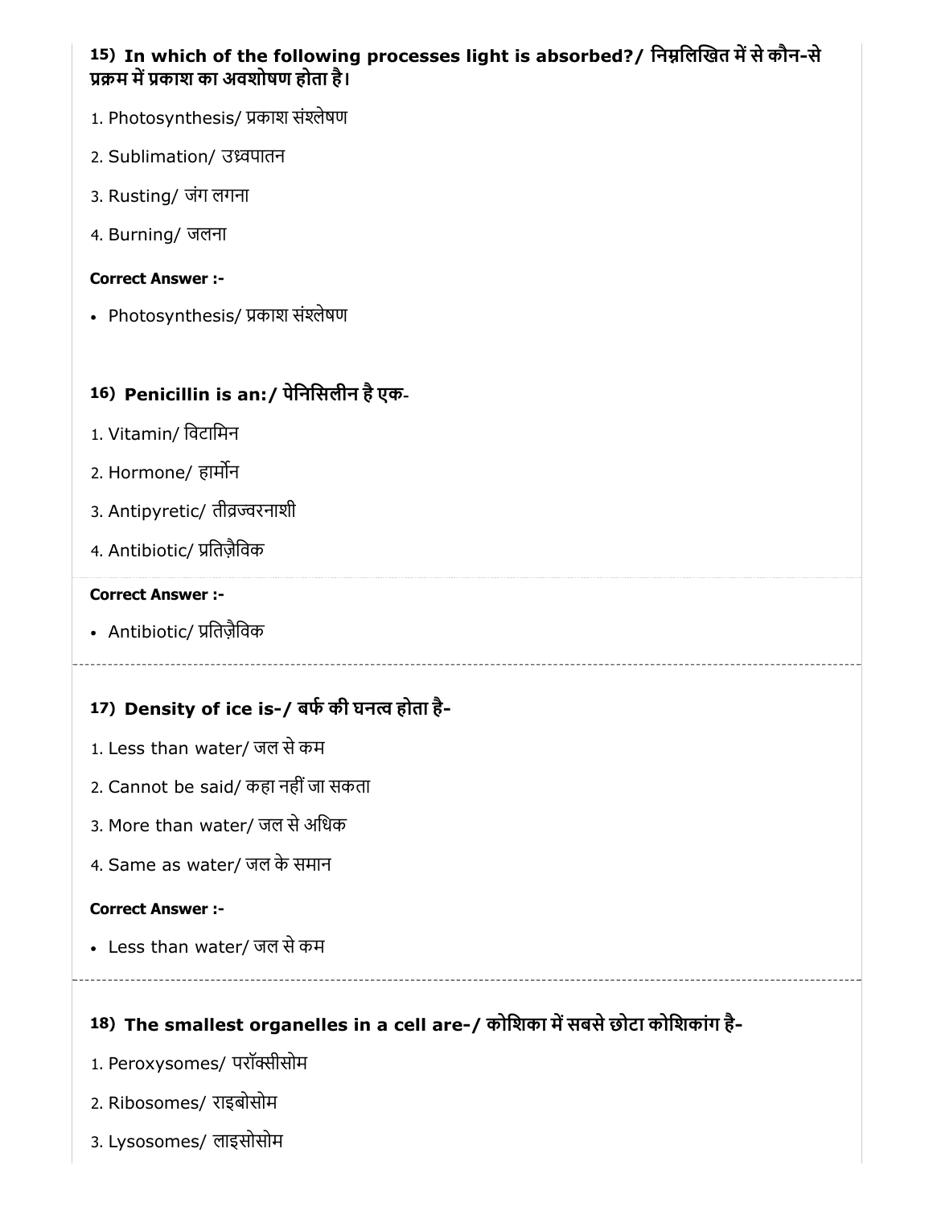### 15) In which of the following processes light is absorbed?/ निम्नलिखित में से कौन-से प्रक्रम में प्रकाश का अवशोषण होता है।

1. Photosynthesis/ प्रकाश संश्लेषण
2. Sublimation/ उध्वपातन
3. Rusting/ जंग लगना
4. Burning/ जलना

**Correct Answer :-**

- Photosynthesis/ प्रकाश संश्लेषण

### 16) Penicillin is an:/ पेनिसिलीन है एक-

1. Vitamin/ विटामिन
2. Hormone/ हार्मोन
3. Antipyretic/ तीव्रज्वरनाशी
4. Antibiotic/ प्रतिज़ैविक

**Correct Answer :-**

- Antibiotic/ प्रतिज़ैविक

### 17) Density of ice is-/ बर्फ की घनत्व होता है-

1. Less than water/ जल से कम
2. Cannot be said/ कहा नहीं जा सकता
3. More than water/ जल से अधिक
4. Same as water/ जल के समान

**Correct Answer :-**

- Less than water/ जल से कम

### 18) The smallest organelles in a cell are-/ कोशिका में सबसे छोटा कोशिकांग है-

1. Peroxysomes/ परॉक्सीसोम
2. Ribosomes/ राइबोसोम
3. Lysosomes/ लाइसोसोम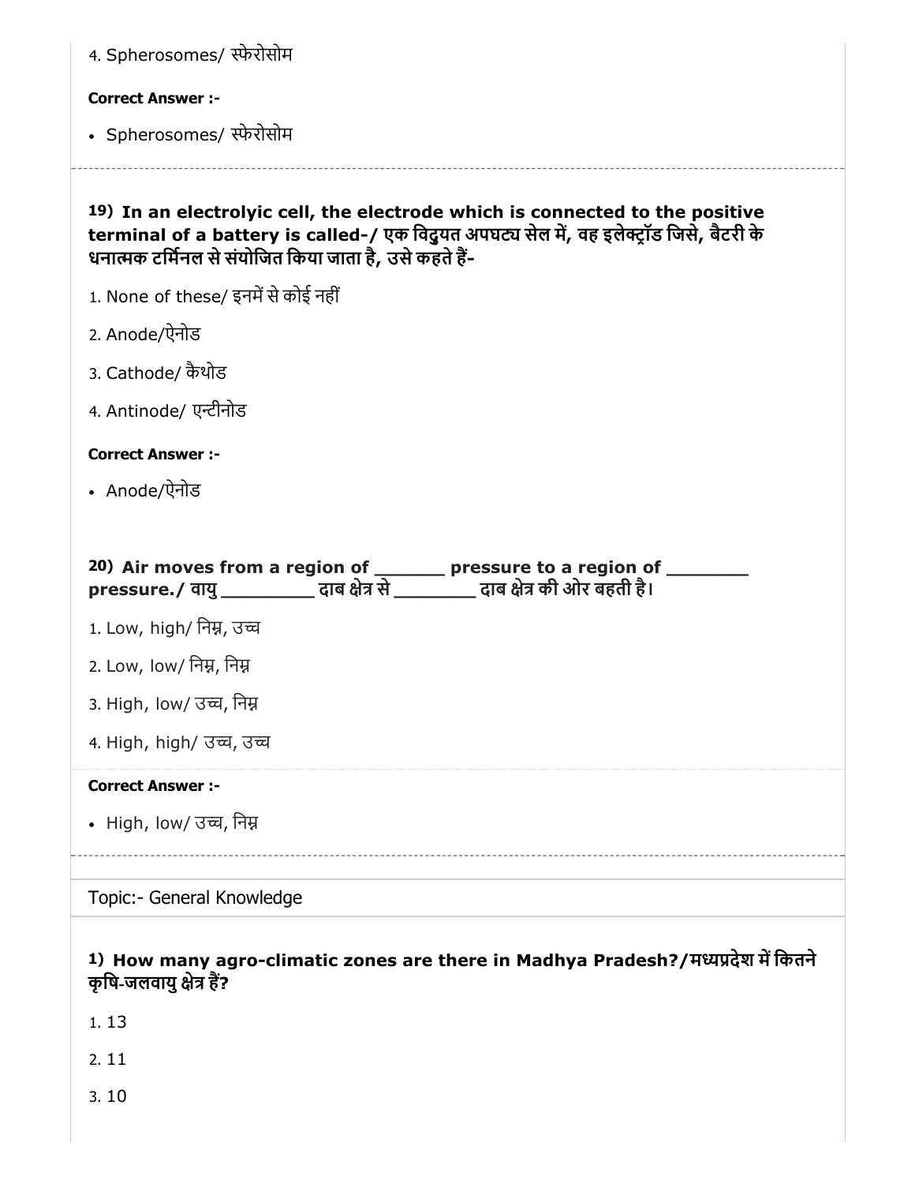4. Spherosomes/ स्फेरोसोम

**Correct Answer :-**

- Spherosomes/ स्फेरोसोम

---

**19) In an electrolyic cell, the electrode which is connected to the positive terminal of a battery is called-/ एक विद्युयत अपघट्य सेल में, वह इलेक्ट्रॉड जिसे, बैटरी के धनात्मक टर्मिनल से संयोजित किया जाता है, उसे कहते हैं-**

1. None of these/ इनमें से कोई नहीं
2. Anode/ऐनोड
3. Cathode/ कैथोड
4. Antinode/ एन्टीनोड

**Correct Answer :-**

- Anode/ऐनोड

**20) Air moves from a region of _______ pressure to a region of ________ pressure./ वायु _________ दाब क्षेत्र से ________ दाब क्षेत्र की ओर बहती है।**

1. Low, high/ निम्न, उच्च
2. Low, low/ निम्न, निम्न
3. High, low/ उच्च, निम्न
4. High, high/ उच्च, उच्च

**Correct Answer :-**

- High, low/ उच्च, निम्न

---

Topic:- General Knowledge

**1) How many agro-climatic zones are there in Madhya Pradesh?/मध्यप्रदेश में कितने कृषि-जलवायु क्षेत्र हैं?**

1. 13
2. 11
3. 10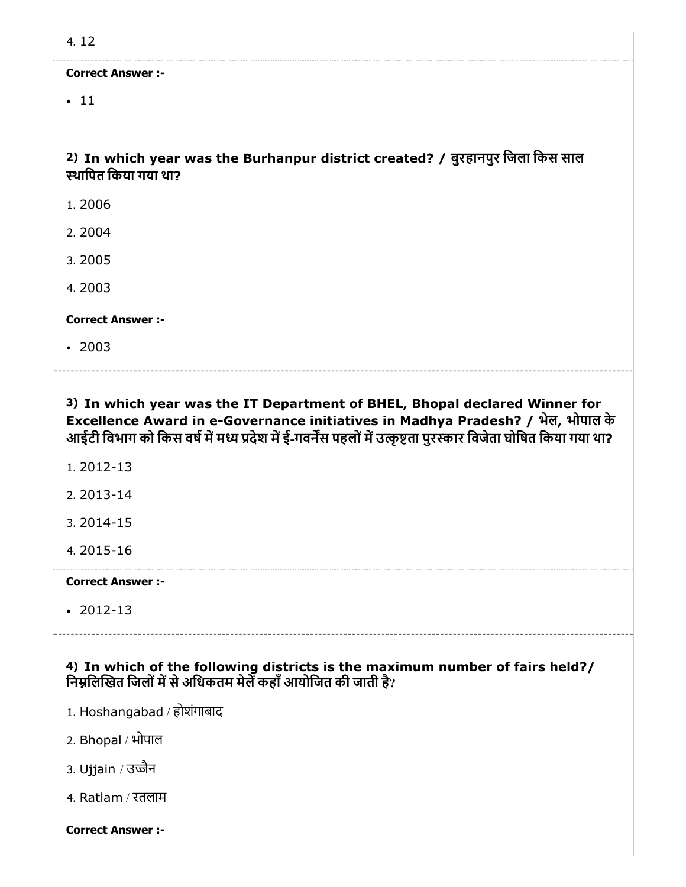4. 12

**Correct Answer :-**

- 11

**2) In which year was the Burhanpur district created? / बुरहानपुर जिला किस साल स्थापित किया गया था?**

1. 2006
2. 2004
3. 2005
4. 2003

**Correct Answer :-**

- 2003

**3) In which year was the IT Department of BHEL, Bhopal declared Winner for Excellence Award in e-Governance initiatives in Madhya Pradesh? / भेल, भोपाल के आईटी विभाग को किस वर्ष में मध्य प्रदेश में ई-गवर्नेंस पहलों में उत्कृष्टता पुरस्कार विजेता घोषित किया गया था?**

1. 2012-13
2. 2013-14
3. 2014-15
4. 2015-16

**Correct Answer :-**

- 2012-13

**4) In which of the following districts is the maximum number of fairs held?/ निम्नलिखित जिलों में से अधिकतम मेलें कहाँ आयोजित की जाती है?**

1. Hoshangabad / होशंगाबाद
2. Bhopal / भोपाल
3. Ujjain / उज्जैन
4. Ratlam / रतलाम

**Correct Answer :-**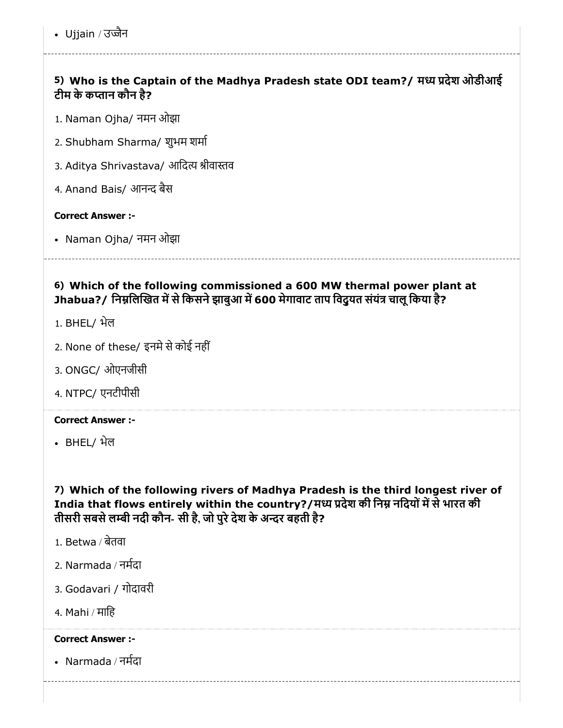- Ujjain / उज्जैन

### 5) Who is the Captain of the Madhya Pradesh state ODI team?/ मध्य प्रदेश ओडीआई टीम के कप्तान कौन है?

1. Naman Ojha/ नमन ओझा
2. Shubham Sharma/ शुभम शर्मा
3. Aditya Shrivastava/ आदित्य श्रीवास्तव
4. Anand Bais/ आनन्द बैस

**Correct Answer :-**

- Naman Ojha/ नमन ओझा

### 6) Which of the following commissioned a 600 MW thermal power plant at Jhabua?/ निम्नलिखित में से किसने झाबुआ में 600 मेगावाट ताप विद्युत संयंत्र चालू किया है?

1. BHEL/ भेल
2. None of these/ इनमे से कोई नहीं
3. ONGC/ ओएनजीसी
4. NTPC/ एनटीपीसी

**Correct Answer :-**

- BHEL/ भेल

### 7) Which of the following rivers of Madhya Pradesh is the third longest river of India that flows entirely within the country?/मध्य प्रदेश की निम्न नदियों में से भारत की तीसरी सबसे लम्बी नदी कौन- सी है, जो पुरे देश के अन्दर बहती है?

1. Betwa / बेतवा
2. Narmada / नर्मदा
3. Godavari / गोदावरी
4. Mahi / माहि

**Correct Answer :-**

- Narmada / नर्मदा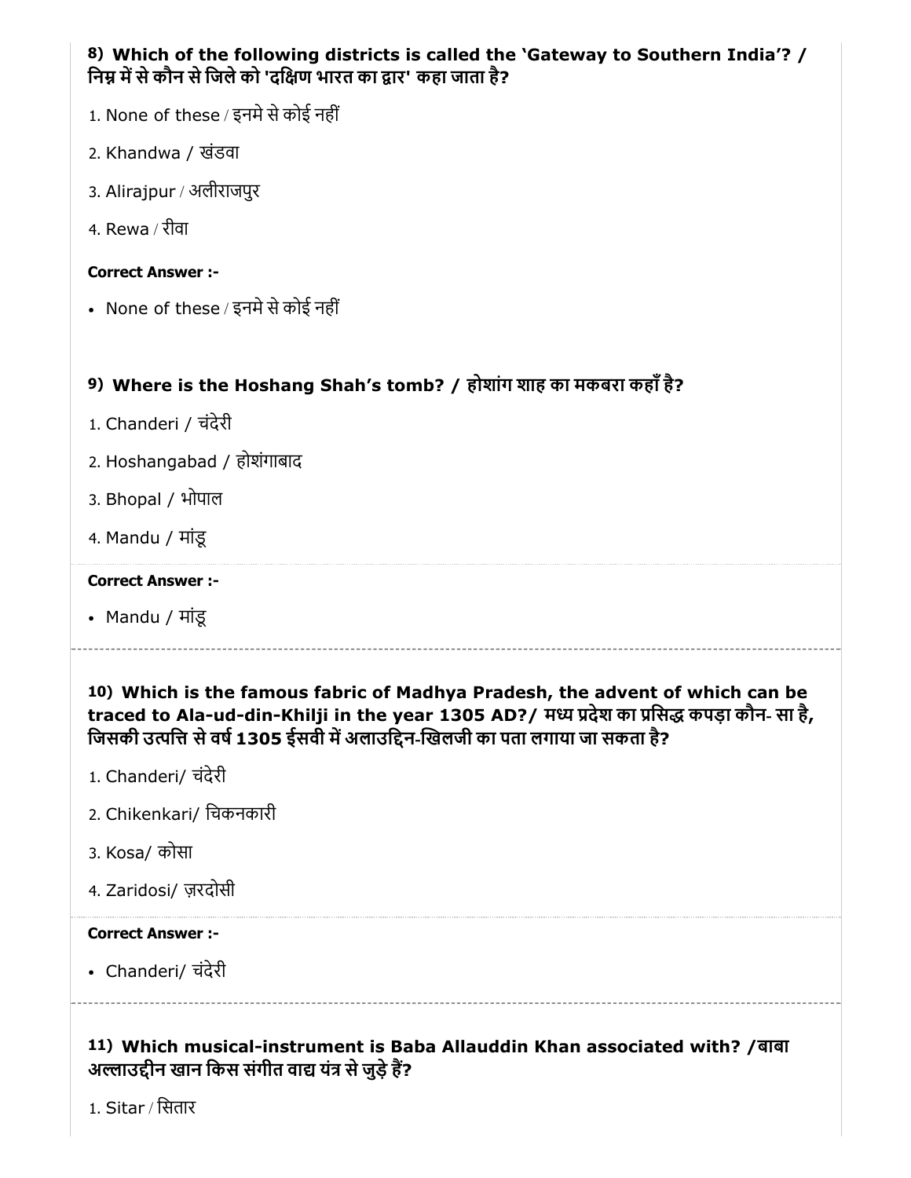**8) Which of the following districts is called the 'Gateway to Southern India'? / निम्न में से कौन से जिले को 'दक्षिण भारत का द्वार' कहा जाता है?**

1. None of these / इनमे से कोई नहीं
2. Khandwa / खंडवा
3. Alirajpur / अलीराजपुर
4. Rewa / रीवा

**Correct Answer :-**

- None of these / इनमे से कोई नहीं

**9) Where is the Hoshang Shah's tomb? / होशांग शाह का मकबरा कहाँ है?**

1. Chanderi / चंदेरी
2. Hoshangabad / होशंगाबाद
3. Bhopal / भोपाल
4. Mandu / मांडू

**Correct Answer :-**

- Mandu / मांडू

**10) Which is the famous fabric of Madhya Pradesh, the advent of which can be traced to Ala-ud-din-Khilji in the year 1305 AD?/ मध्य प्रदेश का प्रसिद्ध कपड़ा कौन- सा है, जिसकी उत्पत्ति से वर्ष 1305 ईसवी में अलाउद्दिन-खिलजी का पता लगाया जा सकता है?**

1. Chanderi/ चंदेरी
2. Chikenkari/ चिकनकारी
3. Kosa/ कोसा
4. Zaridosi/ ज़रदोसी

**Correct Answer :-**

- Chanderi/ चंदेरी

**11) Which musical-instrument is Baba Allauddin Khan associated with? /बाबा अल्लाउद्दीन खान किस संगीत वाद्य यंत्र से जुड़े हैं?**

1. Sitar / सितार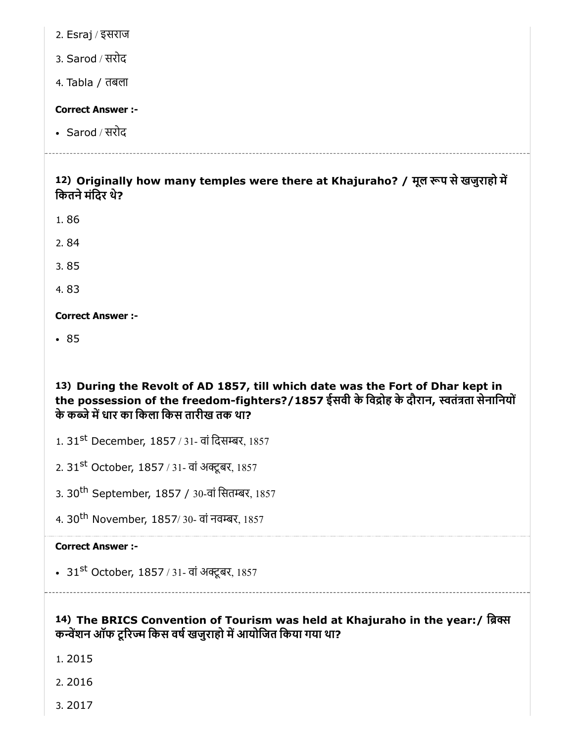2. Esraj / इसराज

3. Sarod / सरोद

4. Tabla / तबला

**Correct Answer :-**

- Sarod / सरोद

---

**12) Originally how many temples were there at Khajuraho? / मूल रूप से खजुराहो में कितने मंदिर थे?**

1. 86

2. 84

3. 85

4. 83

**Correct Answer :-**

- 85

**13) During the Revolt of AD 1857, till which date was the Fort of Dhar kept in the possession of the freedom-fighters?/1857 ईसवी के विद्रोह के दौरान, स्वतंत्रता सेनानियों के कब्जे में धार का किला किस तारीख तक था?**

1. 31st December, 1857 / 31- वां दिसम्बर, 1857

2. 31st October, 1857 / 31- वां अक्टूबर, 1857

3. 30th September, 1857 / 30-वां सितम्बर, 1857

4. 30th November, 1857/ 30- वां नवम्बर, 1857

**Correct Answer :-**

- 31st October, 1857 / 31- वां अक्टूबर, 1857

---

**14) The BRICS Convention of Tourism was held at Khajuraho in the year:/ ब्रिक्स कन्वेंशन ऑफ टूरिज्म किस वर्ष खजुराहो में आयोजित किया गया था?**

1. 2015

2. 2016

3. 2017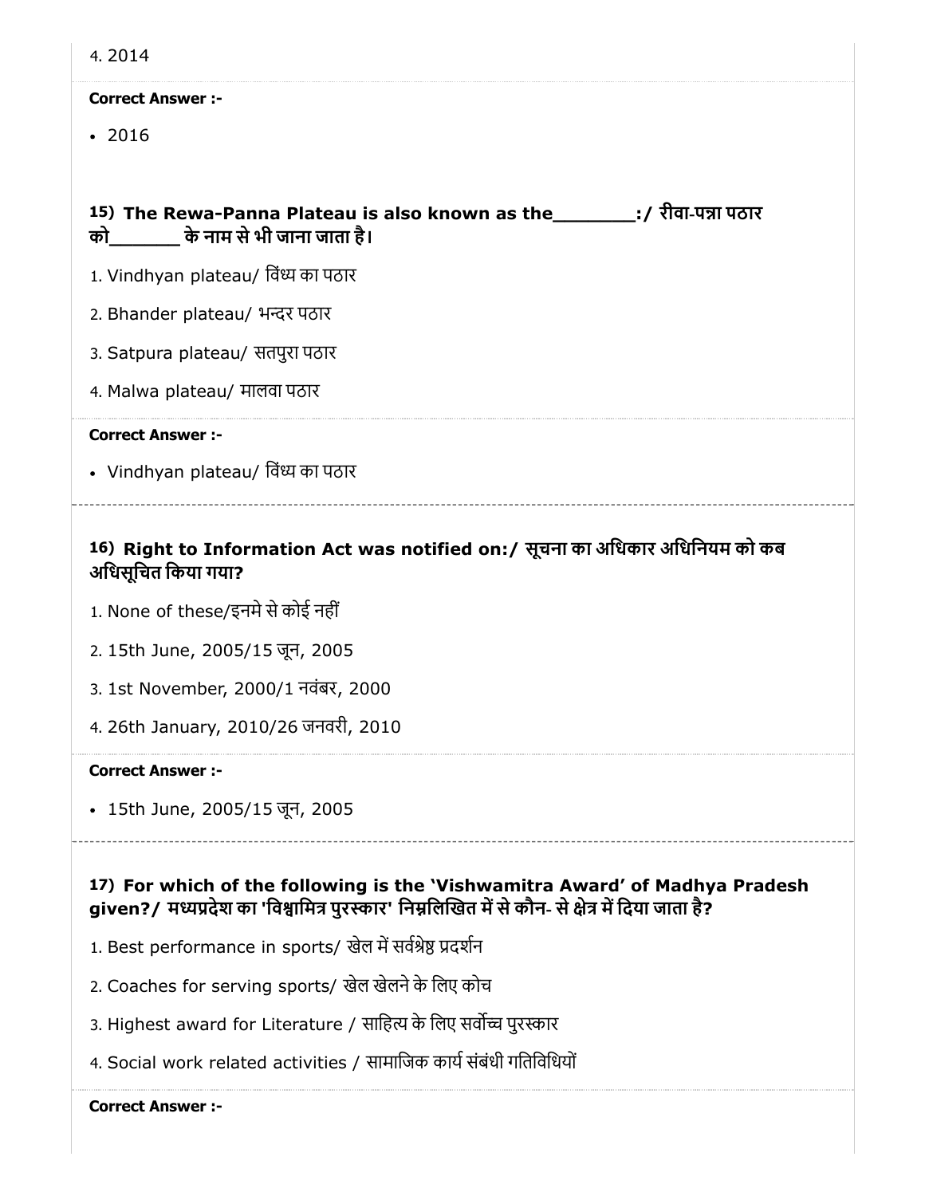4. 2014

**Correct Answer :-**

- 2016

### 15) The Rewa-Panna Plateau is also known as the_______:/ रीवा-पन्ना पठार को______ के नाम से भी जाना जाता है।

1. Vindhyan plateau/ विंध्य का पठार
2. Bhander plateau/ भन्दर पठार
3. Satpura plateau/ सतपुरा पठार
4. Malwa plateau/ मालवा पठार

**Correct Answer :-**

- Vindhyan plateau/ विंध्य का पठार

### 16) Right to Information Act was notified on:/ सूचना का अधिकार अधिनियम को कब अधिसूचित किया गया?

1. None of these/इनमे से कोई नहीं
2. 15th June, 2005/15 जून, 2005
3. 1st November, 2000/1 नवंबर, 2000
4. 26th January, 2010/26 जनवरी, 2010

**Correct Answer :-**

- 15th June, 2005/15 जून, 2005

### 17) For which of the following is the 'Vishwamitra Award' of Madhya Pradesh given?/ मध्यप्रदेश का 'विश्वामित्र पुरस्कार' निम्नलिखित में से कौन- से क्षेत्र में दिया जाता है?

1. Best performance in sports/ खेल में सर्वश्रेष्ठ प्रदर्शन
2. Coaches for serving sports/ खेल खेलने के लिए कोच
3. Highest award for Literature / साहित्य के लिए सर्वोच्च पुरस्कार
4. Social work related activities / सामाजिक कार्य संबंधी गतिविधियों

**Correct Answer :-**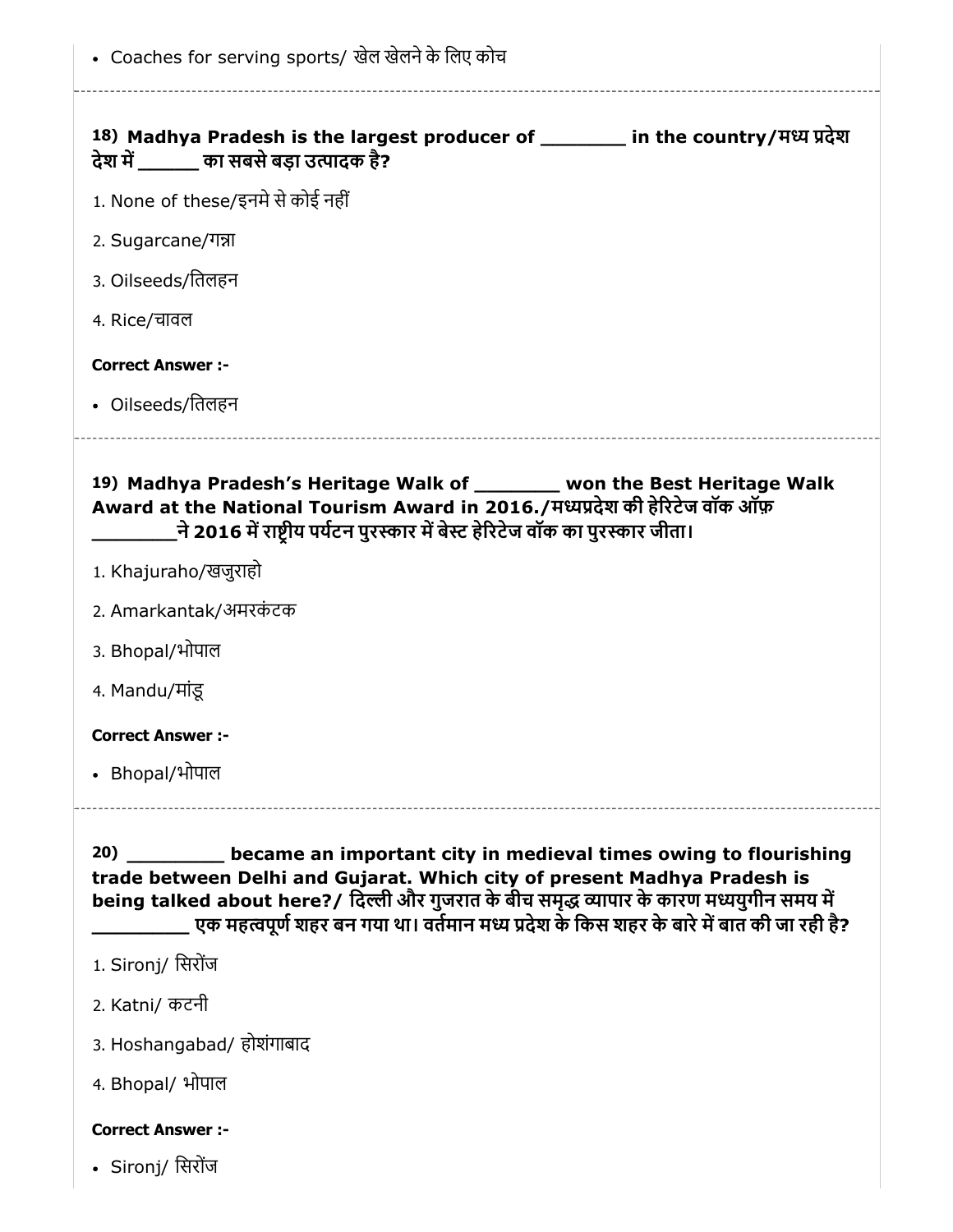- Coaches for serving sports/ खेल खेलने के लिए कोच

---

**18) Madhya Pradesh is the largest producer of _______ in the country/मध्य प्रदेश देश में _____ का सबसे बड़ा उत्पादक है?**

1. None of these/इनमे से कोई नहीं
2. Sugarcane/गन्ना
3. Oilseeds/तिलहन
4. Rice/चावल

**Correct Answer :-**

- Oilseeds/तिलहन

---

**19) Madhya Pradesh's Heritage Walk of _______ won the Best Heritage Walk Award at the National Tourism Award in 2016./मध्यप्रदेश की हेरिटेज वॉक ऑफ़ _______ने 2016 में राष्ट्रीय पर्यटन पुरस्कार में बेस्ट हेरिटेज वॉक का पुरस्कार जीता।**

1. Khajuraho/खजुराहो
2. Amarkantak/अमरकंटक
3. Bhopal/भोपाल
4. Mandu/मांडू

**Correct Answer :-**

- Bhopal/भोपाल

---

**20) ________ became an important city in medieval times owing to flourishing trade between Delhi and Gujarat. Which city of present Madhya Pradesh is being talked about here?/ दिल्ली और गुजरात के बीच समृद्ध व्यापार के कारण मध्ययुगीन समय में ________ एक महत्वपूर्ण शहर बन गया था। वर्तमान मध्य प्रदेश के किस शहर के बारे में बात की जा रही है?**

1. Sironj/ सिरोंज
2. Katni/ कटनी
3. Hoshangabad/ होशंगाबाद
4. Bhopal/ भोपाल

**Correct Answer :-**

- Sironj/ सिरोंज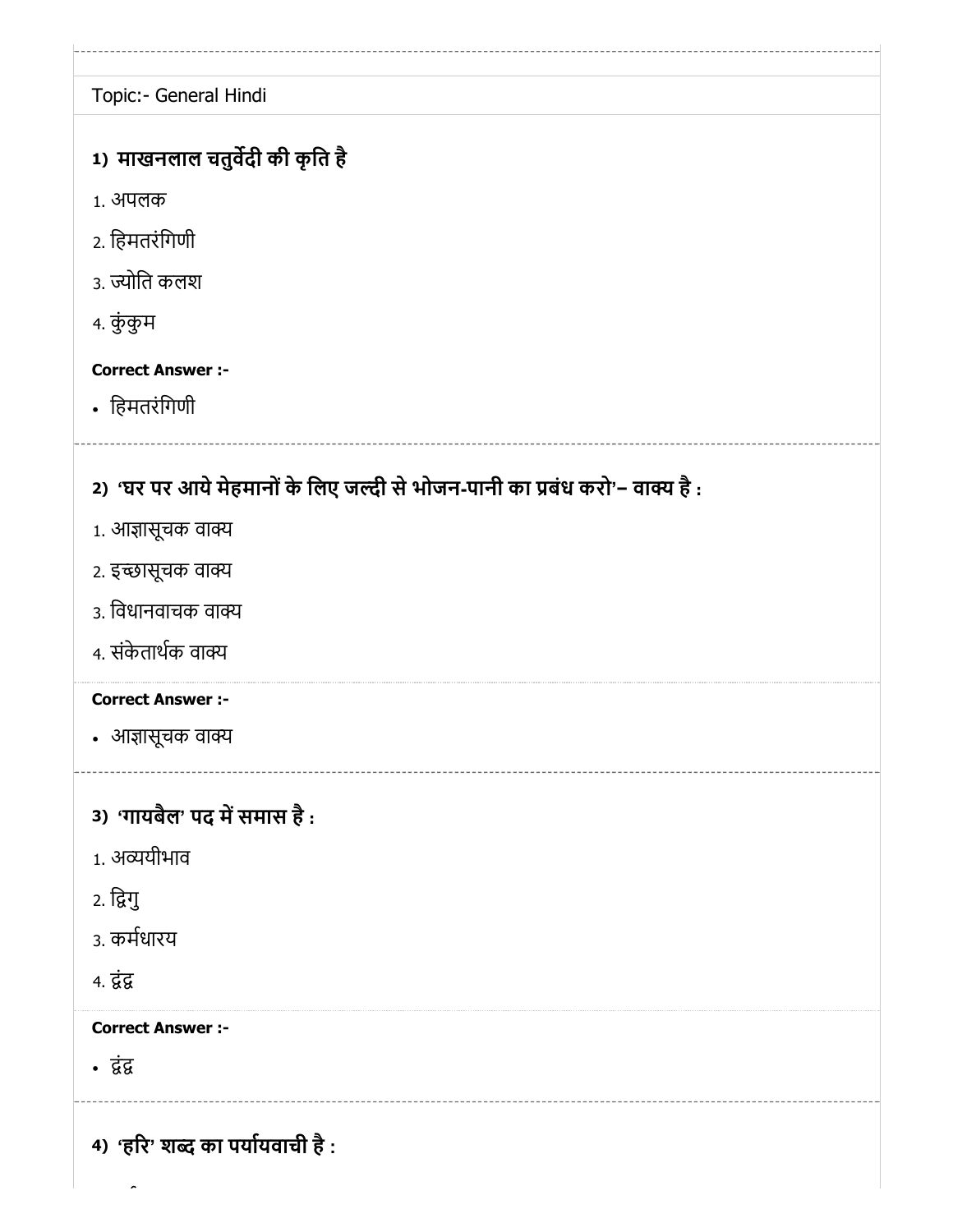Topic:- General Hindi

**1) माखनलाल चतुर्वेदी की कृति है**

1. अपलक
2. हिमतरंगिणी
3. ज्योति कलश
4. कुंकुम

**Correct Answer :-**

- हिमतरंगिणी

**2) 'घर पर आये मेहमानों के लिए जल्दी से भोजन-पानी का प्रबंध करो'– वाक्य है :**

1. आज्ञासूचक वाक्य
2. इच्छासूचक वाक्य
3. विधानवाचक वाक्य
4. संकेतार्थक वाक्य

**Correct Answer :-**

- आज्ञासूचक वाक्य

**3) 'गायबैल' पद में समास है :**

1. अव्ययीभाव
2. द्विगु
3. कर्मधारय
4. द्वंद्व

**Correct Answer :-**

- द्वंद्व

**4) 'हरि' शब्द का पर्यायवाची है :**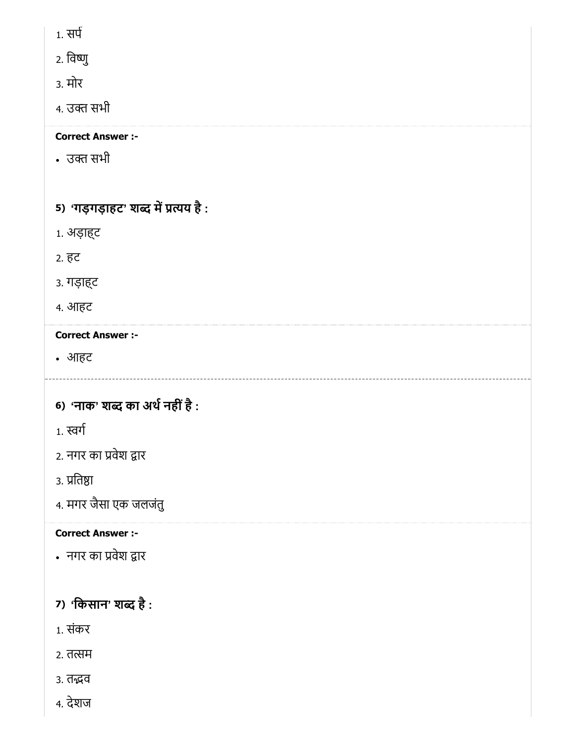1. सर्प

2. विष्णु

3. मोर

4. उक्त सभी

**Correct Answer :-**

- उक्त सभी

**5) 'गड़गड़ाहट' शब्द में प्रत्यय है :**

1. अड़ाह्ट

2. हट

3. गड़ाह्ट

4. आहट

**Correct Answer :-**

- आहट

---

**6) 'नाक' शब्द का अर्थ नहीं है :**

1. स्वर्ग

2. नगर का प्रवेश द्वार

3. प्रतिष्ठा

4. मगर जैसा एक जलजंतु

**Correct Answer :-**

- नगर का प्रवेश द्वार

**7) 'किसान' शब्द है :**

1. संकर

2. तत्सम

3. तद्भव

4. देशज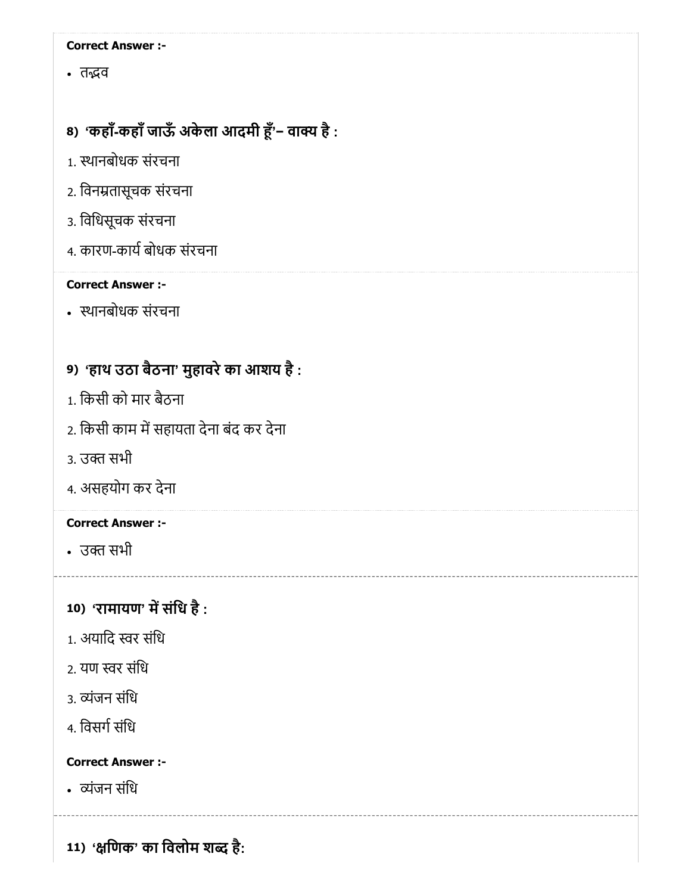**Correct Answer :-**

- तद्भव

**8) 'कहाँ-कहाँ जाऊँ अकेला आदमी हूँ'– वाक्य है :**

1. स्थानबोधक संरचना
2. विनम्रतासूचक संरचना
3. विधिसूचक संरचना
4. कारण-कार्य बोधक संरचना

**Correct Answer :-**

- स्थानबोधक संरचना

**9) 'हाथ उठा बैठना' मुहावरे का आशय है :**

1. किसी को मार बैठना
2. किसी काम में सहायता देना बंद कर देना
3. उक्त सभी
4. असहयोग कर देना

**Correct Answer :-**

- उक्त सभी

**10) 'रामायण' में संधि है :**

1. अयादि स्वर संधि
2. यण स्वर संधि
3. व्यंजन संधि
4. विसर्ग संधि

**Correct Answer :-**

- व्यंजन संधि

**11) 'क्षणिक' का विलोम शब्द है:**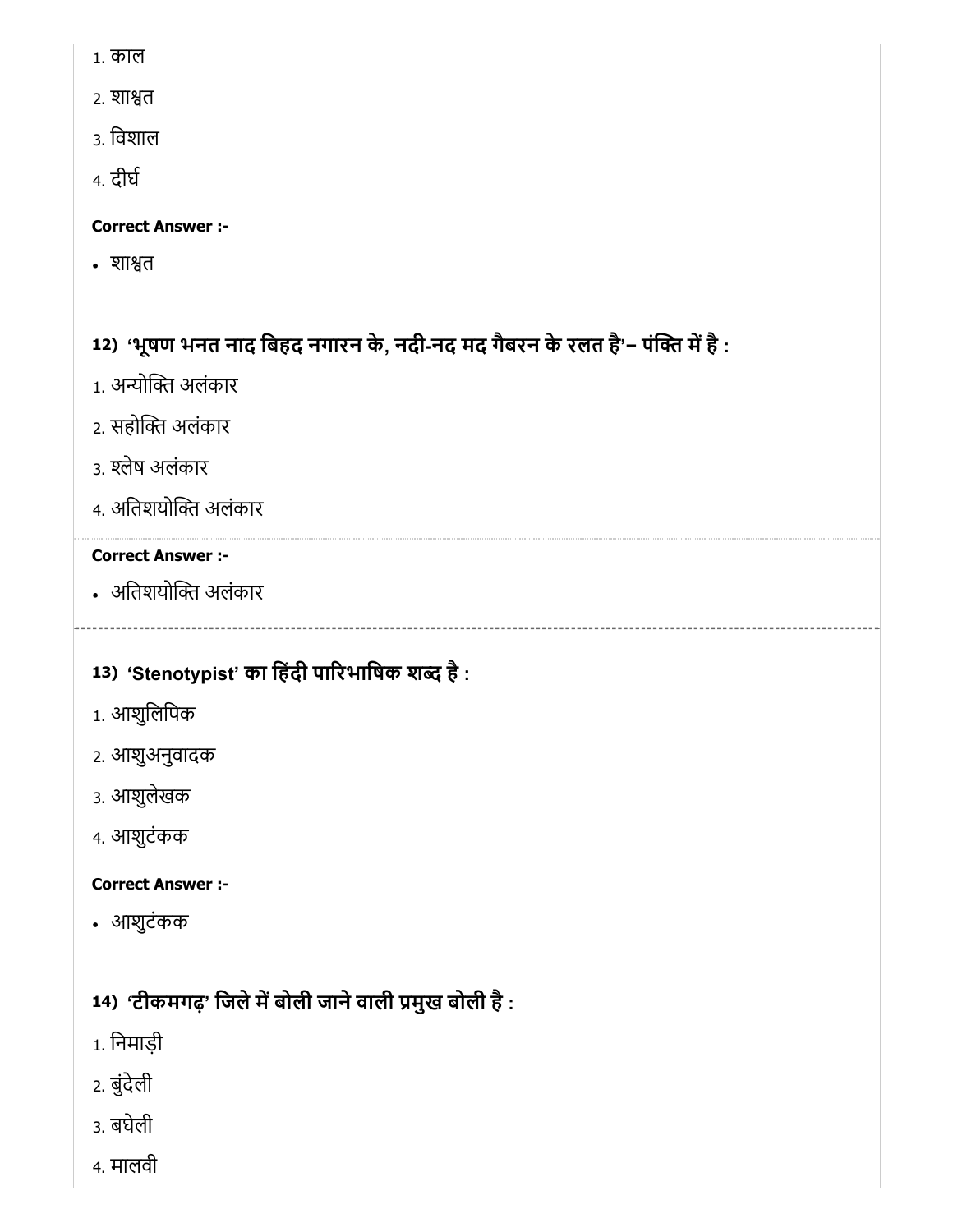1. काल
2. शाश्वत
3. विशाल
4. दीर्घ

**Correct Answer :-**

- शाश्वत

**12) 'भूषण भनत नाद बिहद नगारन के, नदी-नद मद गैबरन के रलत है'– पंक्ति में है :**

1. अन्योक्ति अलंकार
2. सहोक्ति अलंकार
3. श्लेष अलंकार
4. अतिशयोक्ति अलंकार

**Correct Answer :-**

- अतिशयोक्ति अलंकार

**13) 'Stenotypist' का हिंदी पारिभाषिक शब्द है :**

1. आशुलिपिक
2. आशुअनुवादक
3. आशुलेखक
4. आशुटंकक

**Correct Answer :-**

- आशुटंकक

**14) 'टीकमगढ़' जिले में बोली जाने वाली प्रमुख बोली है :**

1. निमाड़ी
2. बुंदेली
3. बघेली
4. मालवी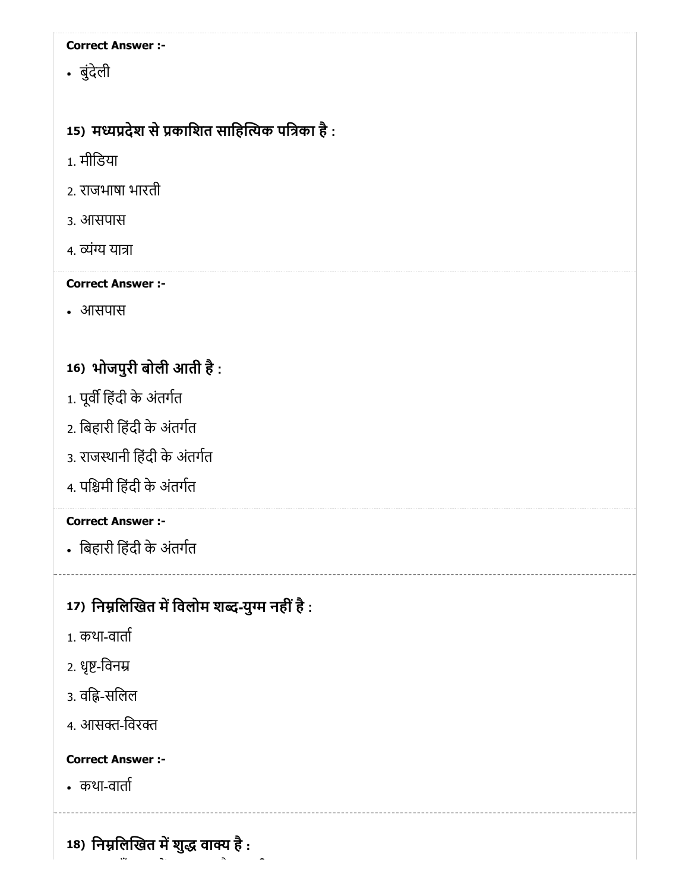**Correct Answer :-**

- बुंदेली

### 15) मध्यप्रदेश से प्रकाशित साहित्यिक पत्रिका है :

1. मीडिया
2. राजभाषा भारती
3. आसपास
4. व्यंग्य यात्रा

**Correct Answer :-**

- आसपास

### 16) भोजपुरी बोली आती है :

1. पूर्वी हिंदी के अंतर्गत
2. बिहारी हिंदी के अंतर्गत
3. राजस्थानी हिंदी के अंतर्गत
4. पश्चिमी हिंदी के अंतर्गत

**Correct Answer :-**

- बिहारी हिंदी के अंतर्गत

### 17) निम्नलिखित में विलोम शब्द-युग्म नहीं है :

1. कथा-वार्ता
2. धृष्ट-विनम्र
3. वह्नि-सलिल
4. आसक्त-विरक्त

**Correct Answer :-**

- कथा-वार्ता

### 18) निम्नलिखित में शुद्ध वाक्य है :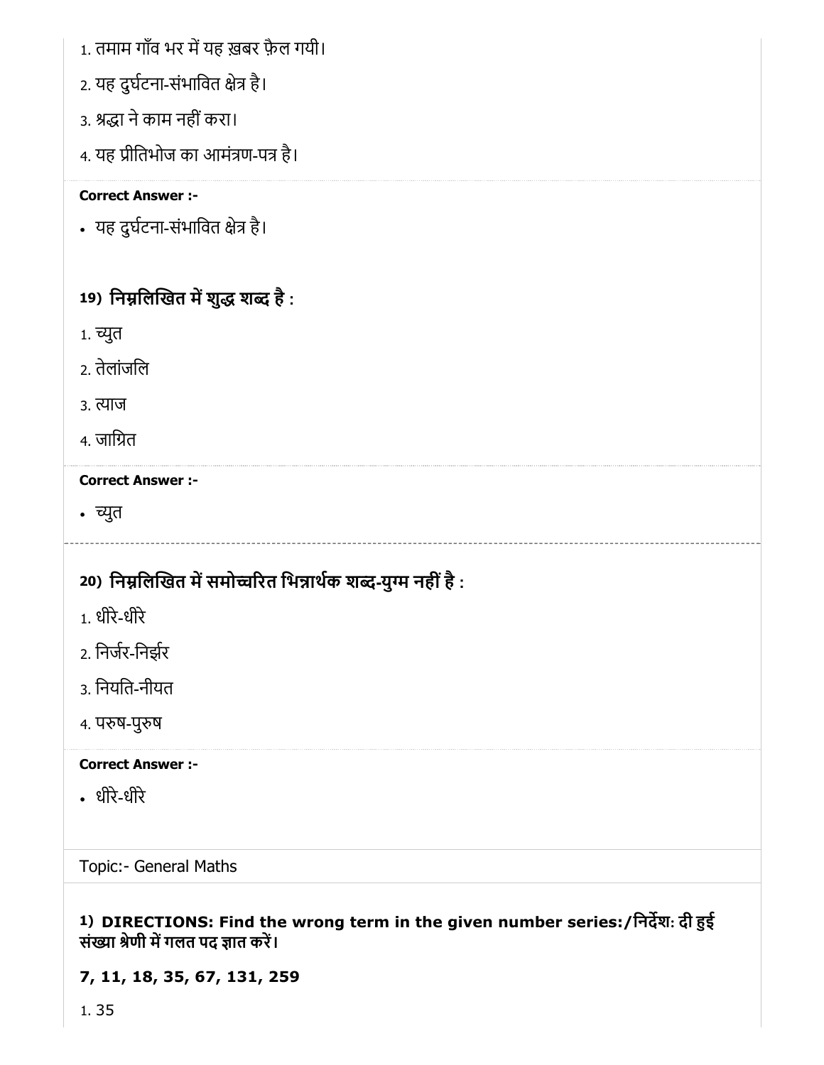1. तमाम गाँव भर में यह ख़बर फ़ैल गयी।
2. यह दुर्घटना-संभावित क्षेत्र है।
3. श्रद्धा ने काम नहीं करा।
4. यह प्रीतिभोज का आमंत्रण-पत्र है।

**Correct Answer :-**

- यह दुर्घटना-संभावित क्षेत्र है।

### 19) निम्नलिखित में शुद्ध शब्द है :

1. च्युत
2. तेलांजलि
3. त्याज
4. जाग्रित

**Correct Answer :-**

- च्युत

### 20) निम्नलिखित में समोच्चरित भिन्नार्थक शब्द-युग्म नहीं है :

1. धीरे-धीरे
2. निर्जर-निर्झर
3. नियति-नीयत
4. परुष-पुरुष

**Correct Answer :-**

- धीरे-धीरे

Topic:- General Maths

### 1) DIRECTIONS: Find the wrong term in the given number series:/निर्देश: दी हुई संख्या श्रेणी में गलत पद ज्ञात करें।

**7, 11, 18, 35, 67, 131, 259**

1. 35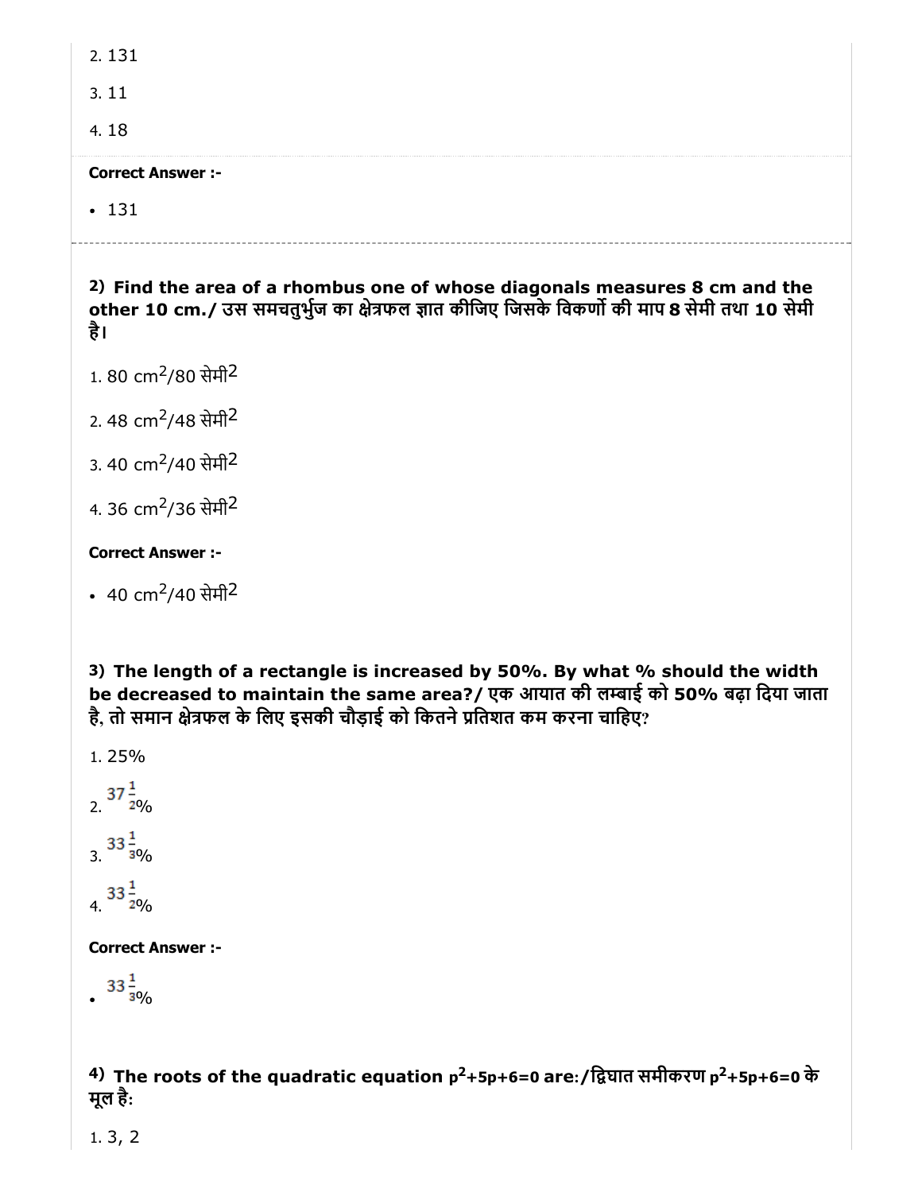2. 131

3. 11

4. 18

**Correct Answer :-**

- 131

**2) Find the area of a rhombus one of whose diagonals measures 8 cm and the other 10 cm./ उस समचतुर्भुज का क्षेत्रफल ज्ञात कीजिए जिसके विकर्णो की माप 8 सेमी तथा 10 सेमी है।**

1. 80 $cm^2$/80 सेमी$^2$

2. 48 $cm^2$/48 सेमी$^2$

3. 40 $cm^2$/40 सेमी$^2$

4. 36 $cm^2$/36 सेमी$^2$

**Correct Answer :-**

- 40 $cm^2$/40 सेमी$^2$

**3) The length of a rectangle is increased by 50%. By what % should the width be decreased to maintain the same area?/ एक आयात की लम्बाई को 50% बढ़ा दिया जाता है, तो समान क्षेत्रफल के लिए इसकी चौड़ाई को कितने प्रतिशत कम करना चाहिए?**

1. 25%

2. $37\frac{1}{2}$%

3. $33\frac{1}{3}$%

4. $33\frac{1}{2}$%

**Correct Answer :-**

- $33\frac{1}{3}$%

**4) The roots of the quadratic equation $p^2+5p+6=0$ are:/द्विघात समीकरण $p^2+5p+6=0$ के मूल है:**

1. 3, 2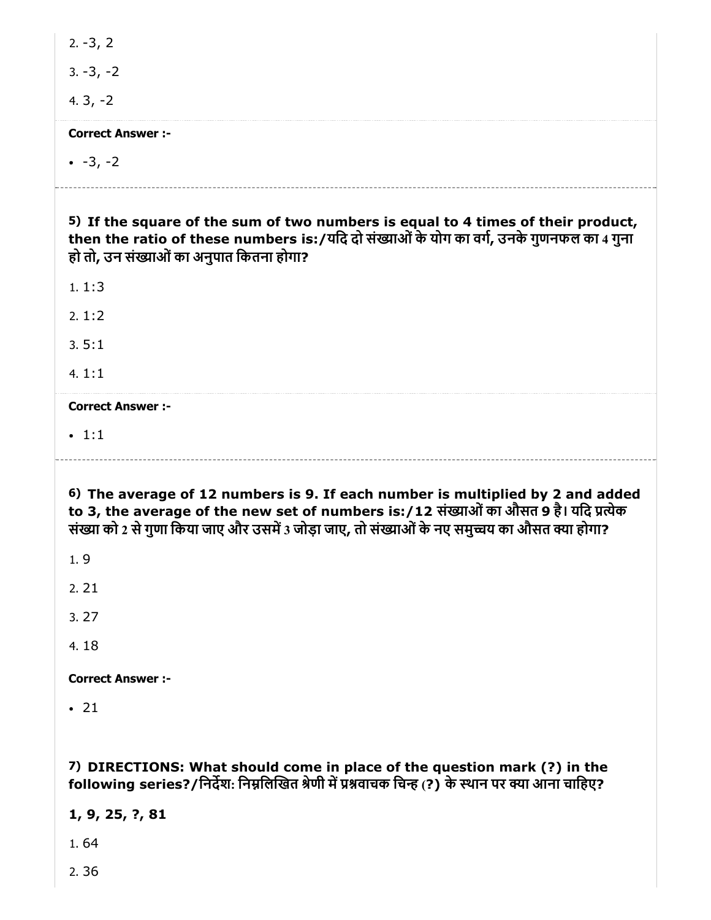2. -3, 2

3. -3, -2

4. 3, -2

**Correct Answer :-**

- -3, -2

---

**5) If the square of the sum of two numbers is equal to 4 times of their product, then the ratio of these numbers is:/यदि दो संख्याओं के योग का वर्ग, उनके गुणनफल का 4 गुना हो तो, उन संख्याओं का अनुपात कितना होगा?**

1. 1:3

2. 1:2

3. 5:1

4. 1:1

**Correct Answer :-**

- 1:1

---

**6) The average of 12 numbers is 9. If each number is multiplied by 2 and added to 3, the average of the new set of numbers is:/12 संख्याओं का औसत 9 है। यदि प्रत्येक संख्या को 2 से गुणा किया जाए और उसमें 3 जोड़ा जाए, तो संख्याओं के नए समुच्चय का औसत क्या होगा?**

1. 9

2. 21

3. 27

4. 18

**Correct Answer :-**

- 21

**7) DIRECTIONS: What should come in place of the question mark (?) in the following series?/निर्देश: निम्नलिखित श्रेणी में प्रश्नवाचक चिन्ह (?) के स्थान पर क्या आना चाहिए?**

**1, 9, 25, ?, 81**

1. 64

2. 36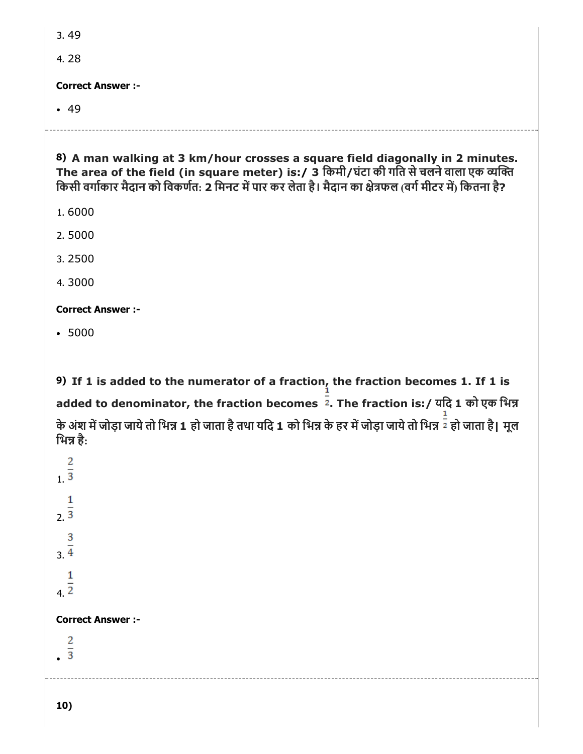3. 49

4. 28

**Correct Answer :-**

- 49

---

**8) A man walking at 3 km/hour crosses a square field diagonally in 2 minutes. The area of the field (in square meter) is:/ 3 किमी/घंटा की गति से चलने वाला एक व्यक्ति किसी वर्गाकार मैदान को विकर्णतः 2 मिनट में पार कर लेता है। मैदान का क्षेत्रफल (वर्ग मीटर में) कितना है?**

1. 6000
2. 5000
3. 2500
4. 3000

**Correct Answer :-**

- 5000

---

**9) If 1 is added to the numerator of a fraction, the fraction becomes 1. If 1 is added to denominator, the fraction becomes $\frac{1}{2}$. The fraction is:/ यदि 1 को एक भिन्न के अंश में जोड़ा जाये तो भिन्न 1 हो जाता है तथा यदि 1 को भिन्न के हर में जोड़ा जाये तो भिन्न $\frac{1}{2}$ हो जाता है| मूल भिन्न है:**

1. $\frac{2}{3}$
2. $\frac{1}{3}$
3. $\frac{3}{4}$
4. $\frac{1}{2}$

**Correct Answer :-**

- $\frac{2}{3}$

---

**10)**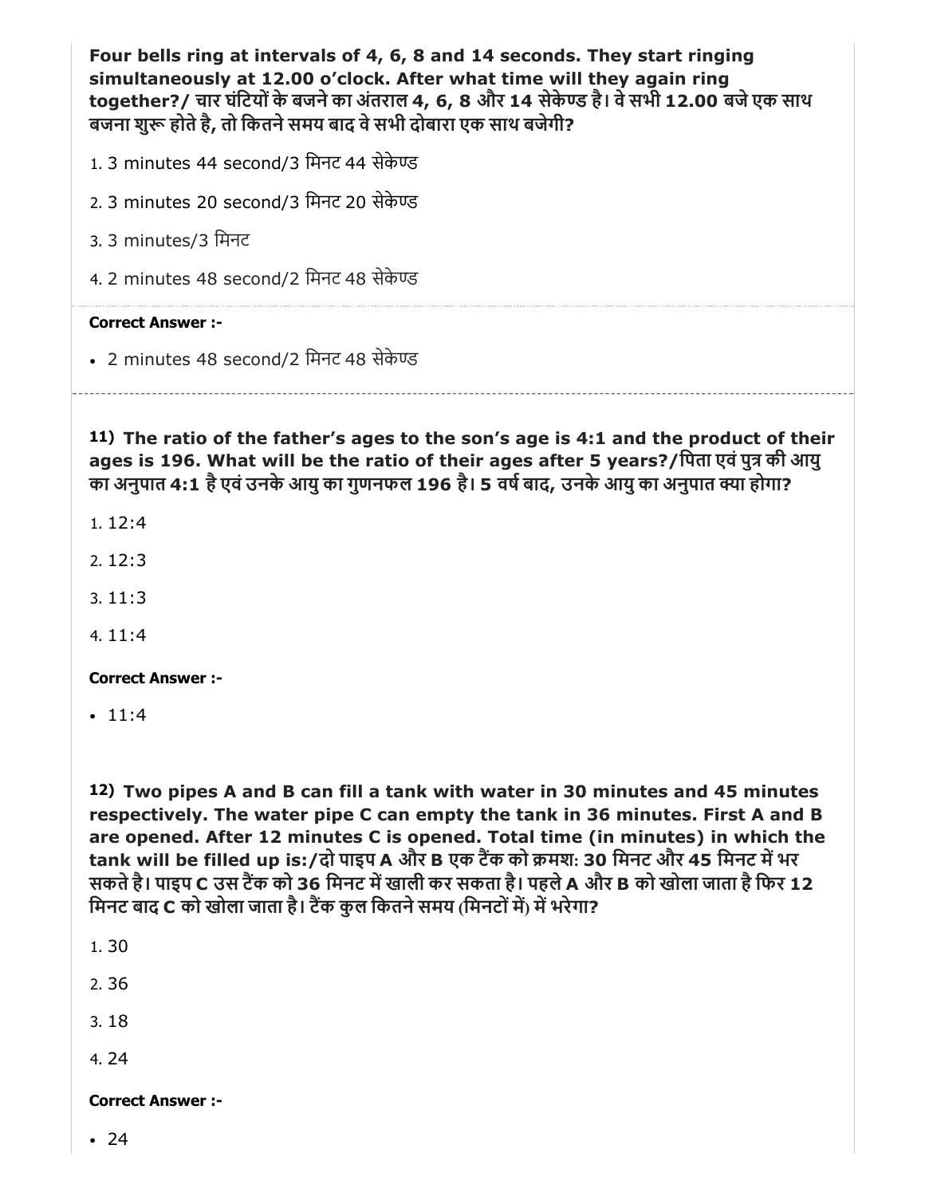**Four bells ring at intervals of 4, 6, 8 and 14 seconds. They start ringing simultaneously at 12.00 o'clock. After what time will they again ring together?/ चार घंटियों के बजने का अंतराल 4, 6, 8 और 14 सेकेण्ड है। वे सभी 12.00 बजे एक साथ बजना शुरू होते है, तो कितने समय बाद वे सभी दोबारा एक साथ बजेगी?**

1. 3 minutes 44 second/3 मिनट 44 सेकेण्ड
2. 3 minutes 20 second/3 मिनट 20 सेकेण्ड
3. 3 minutes/3 मिनट
4. 2 minutes 48 second/2 मिनट 48 सेकेण्ड

**Correct Answer :-**

- 2 minutes 48 second/2 मिनट 48 सेकेण्ड

---

**11) The ratio of the father's ages to the son's age is 4:1 and the product of their ages is 196. What will be the ratio of their ages after 5 years?/पिता एवं पुत्र की आयु का अनुपात 4:1 है एवं उनके आयु का गुणनफल 196 है। 5 वर्ष बाद, उनके आयु का अनुपात क्या होगा?**

1. 12:4
2. 12:3
3. 11:3
4. 11:4

**Correct Answer :-**

- 11:4

**12) Two pipes A and B can fill a tank with water in 30 minutes and 45 minutes respectively. The water pipe C can empty the tank in 36 minutes. First A and B are opened. After 12 minutes C is opened. Total time (in minutes) in which the tank will be filled up is:/दो पाइप A और B एक टैंक को क्रमशः 30 मिनट और 45 मिनट में भर सकते है। पाइप C उस टैंक को 36 मिनट में खाली कर सकता है। पहले A और B को खोला जाता है फिर 12 मिनट बाद C को खोला जाता है। टैंक कुल कितने समय (मिनटों में) में भरेगा?**

1. 30
2. 36
3. 18
4. 24

**Correct Answer :-**

- 24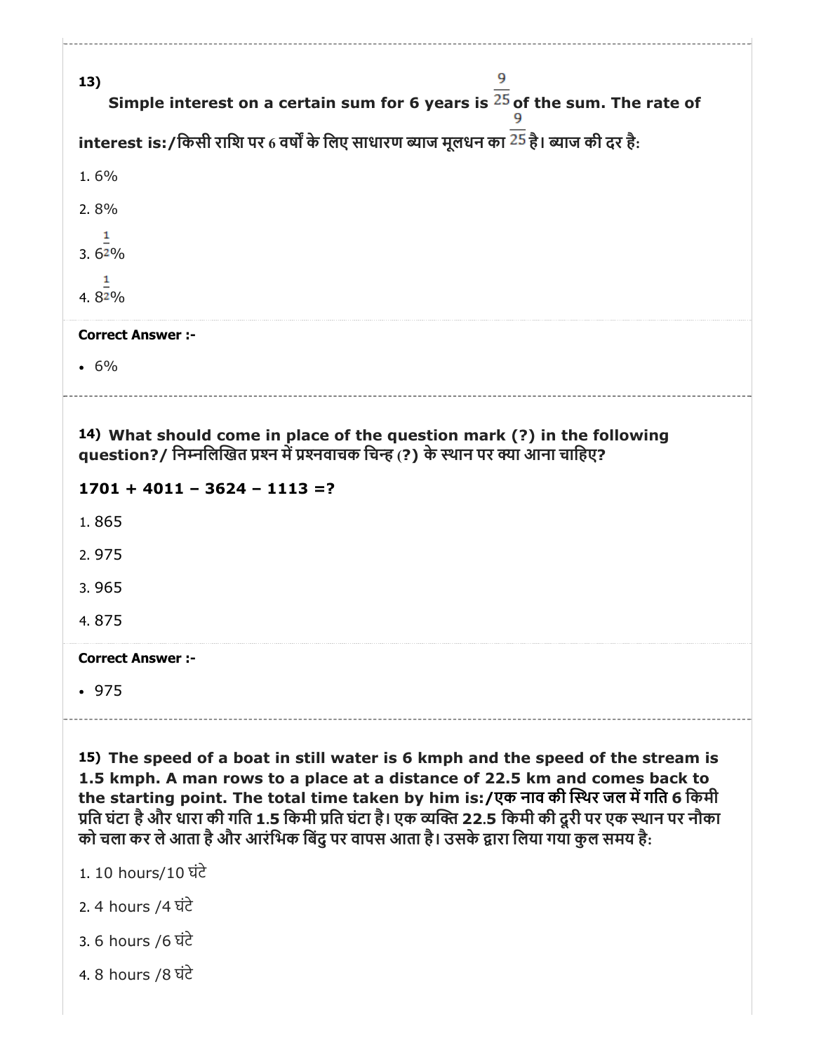13) Simple interest on a certain sum for 6 years is $\frac{9}{25}$ of the sum. The rate of interest is:/किसी राशि पर 6 वर्षों के लिए साधारण ब्याज मूलधन का $\frac{9}{25}$ है। ब्याज की दर है:

1. 6%
2. 8%
3. $6\frac{1}{2}$%
4. $8\frac{1}{2}$%

**Correct Answer :-**

- 6%

14) **What should come in place of the question mark (?) in the following question?/ निम्नलिखित प्रश्न में प्रश्नवाचक चिन्ह (?) के स्थान पर क्या आना चाहिए?**

**1701 + 4011 – 3624 – 1113 =?**

1. 865
2. 975
3. 965
4. 875

**Correct Answer :-**

- 975

15) **The speed of a boat in still water is 6 kmph and the speed of the stream is 1.5 kmph. A man rows to a place at a distance of 22.5 km and comes back to the starting point. The total time taken by him is:/एक नाव की स्थिर जल में गति 6 किमी प्रति घंटा है और धारा की गति 1.5 किमी प्रति घंटा है। एक व्यक्ति 22.5 किमी की दूरी पर एक स्थान पर नौका को चला कर ले आता है और आरंभिक बिंदु पर वापस आता है। उसके द्वारा लिया गया कुल समय है:**

1. 10 hours/10 घंटे
2. 4 hours /4 घंटे
3. 6 hours /6 घंटे
4. 8 hours /8 घंटे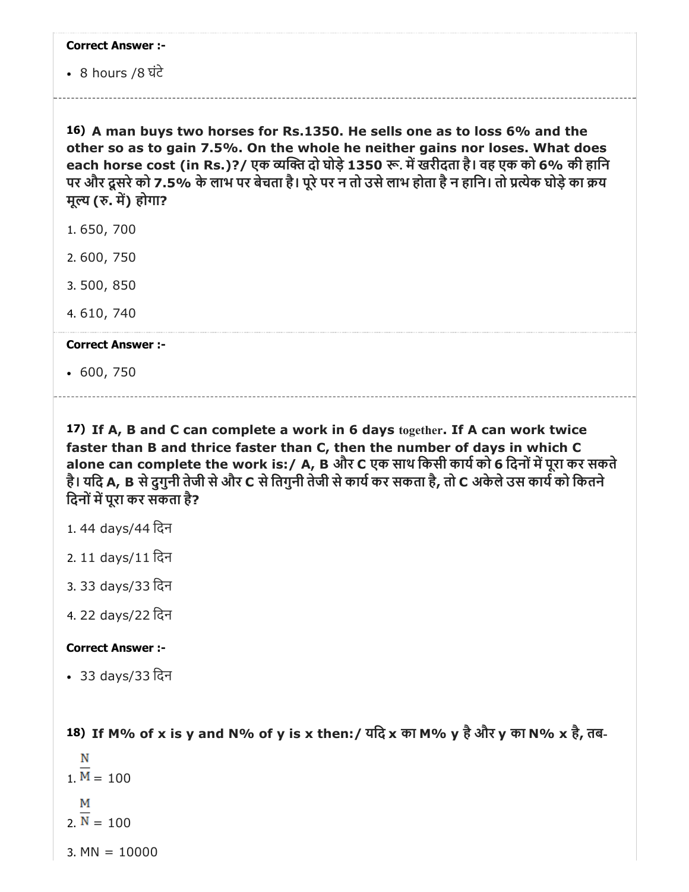**Correct Answer :-**

- 8 hours /8 घंटे

**16) A man buys two horses for Rs.1350. He sells one as to loss 6% and the other so as to gain 7.5%. On the whole he neither gains nor loses. What does each horse cost (in Rs.)?/ एक व्यक्ति दो घोड़े 1350 रू. में खरीदता है। वह एक को 6% की हानि पर और दूसरे को 7.5% के लाभ पर बेचता है। पूरे पर न तो उसे लाभ होता है न हानि। तो प्रत्येक घोड़े का क्रय मूल्य (रु. में) होगा?**

1. 650, 700
2. 600, 750
3. 500, 850
4. 610, 740

**Correct Answer :-**

- 600, 750

**17) If A, B and C can complete a work in 6 days together. If A can work twice faster than B and thrice faster than C, then the number of days in which C alone can complete the work is:/ A, B और C एक साथ किसी कार्य को 6 दिनों में पूरा कर सकते है। यदि A, B से दुगुनी तेजी से और C से तिगुनी तेजी से कार्य कर सकता है, तो C अकेले उस कार्य को कितने दिनों में पूरा कर सकता है?**

1. 44 days/44 दिन
2. 11 days/11 दिन
3. 33 days/33 दिन
4. 22 days/22 दिन

**Correct Answer :-**

- 33 days/33 दिन

**18) If M% of x is y and N% of y is x then:/ यदि x का M% y है और y का N% x है, तब-**

1. $\frac{N}{M} = 100$
2. $\frac{M}{N} = 100$
3. $MN = 10000$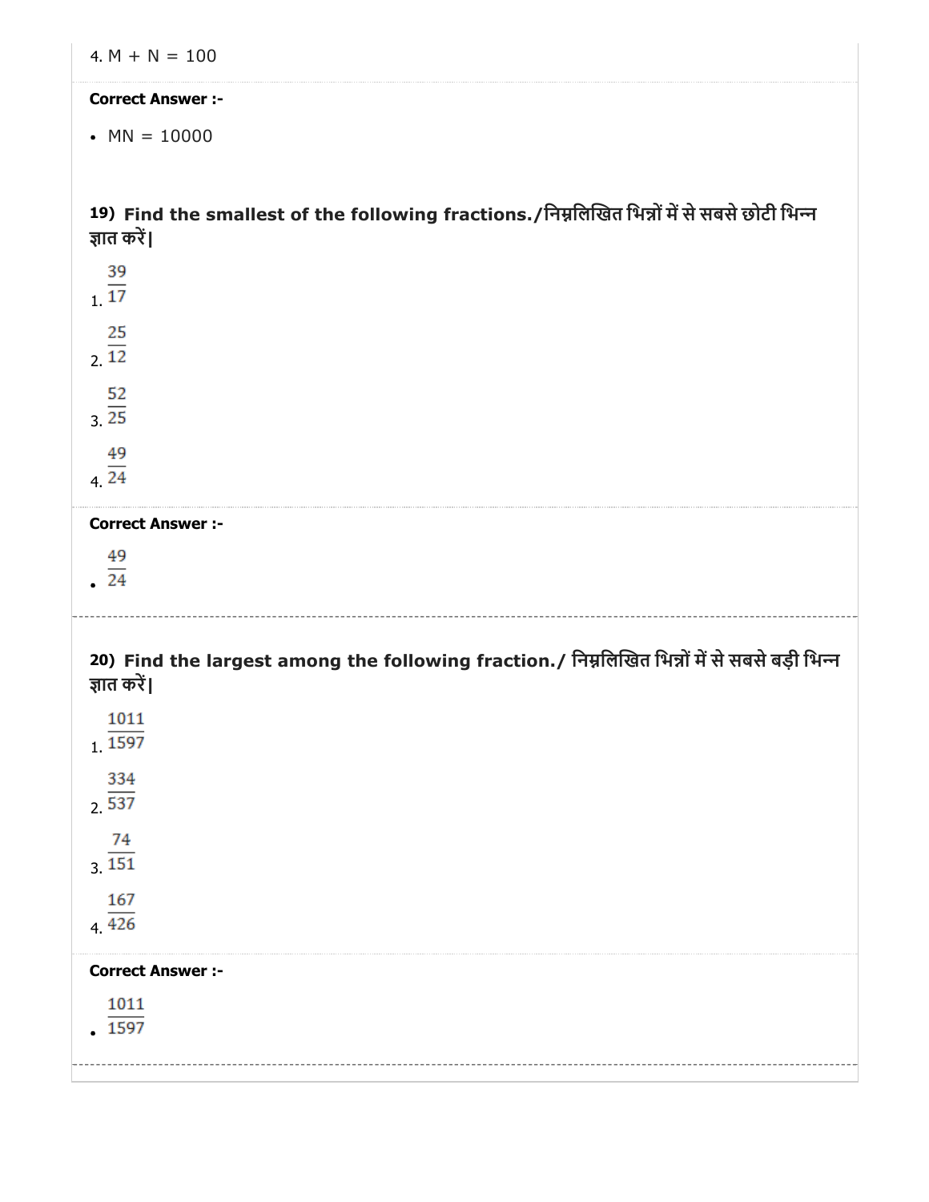4. $M + N = 100$

**Correct Answer :-**

- $MN = 10000$

**19) Find the smallest of the following fractions./निम्नलिखित भिन्नों में से सबसे छोटी भिन्न ज्ञात करें|**

1. $\frac{39}{17}$
2. $\frac{25}{12}$
3. $\frac{52}{25}$
4. $\frac{49}{24}$

**Correct Answer :-**

- $\frac{49}{24}$

**20) Find the largest among the following fraction./ निम्नलिखित भिन्नों में से सबसे बड़ी भिन्न ज्ञात करें|**

1. $\frac{1011}{1597}$
2. $\frac{334}{537}$
3. $\frac{74}{151}$
4. $\frac{167}{426}$

**Correct Answer :-**

- $\frac{1011}{1597}$